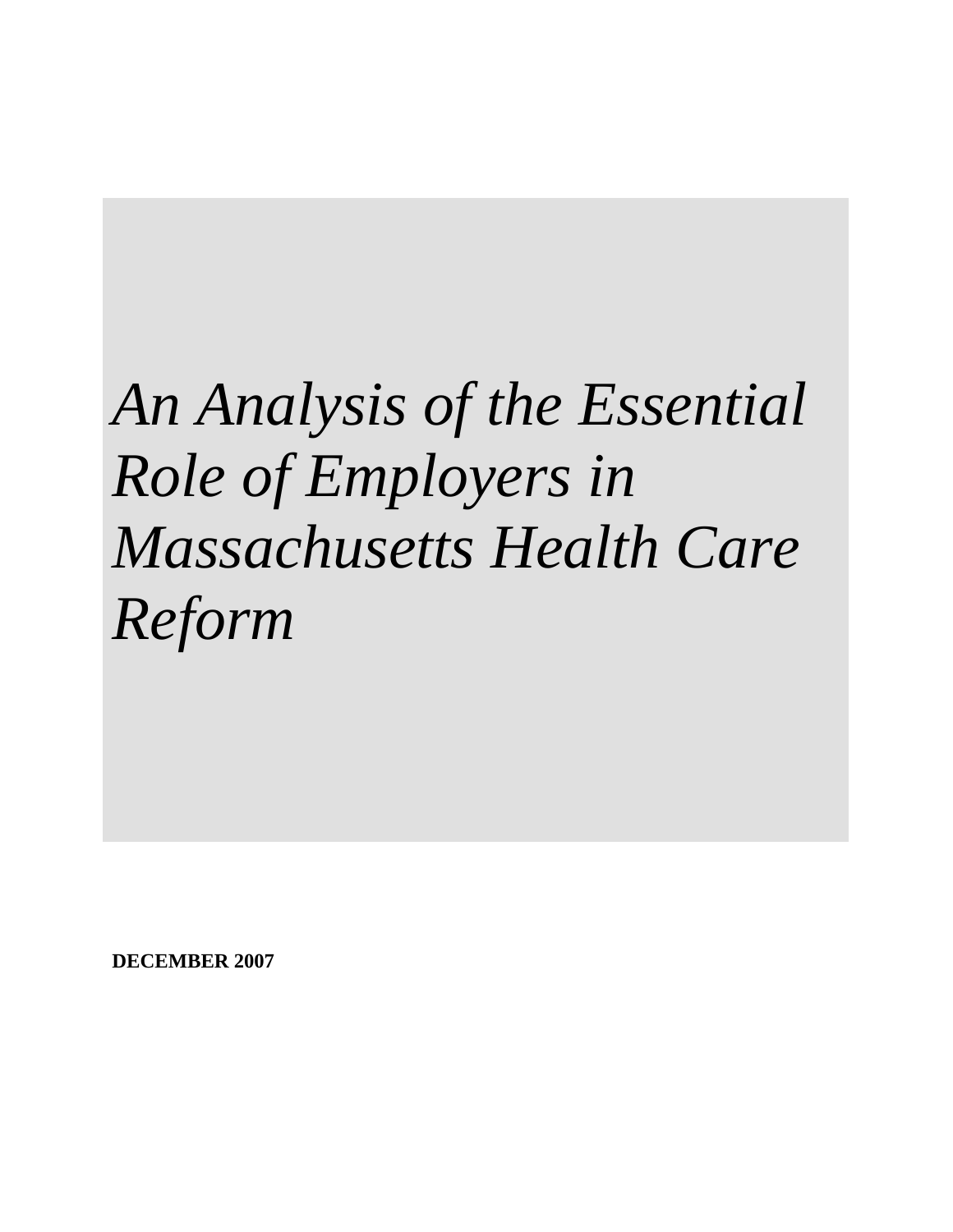# *An Analysis of the Essential Role of Employers in Massachusetts Health Care Reform*

**DECEMBER 2007**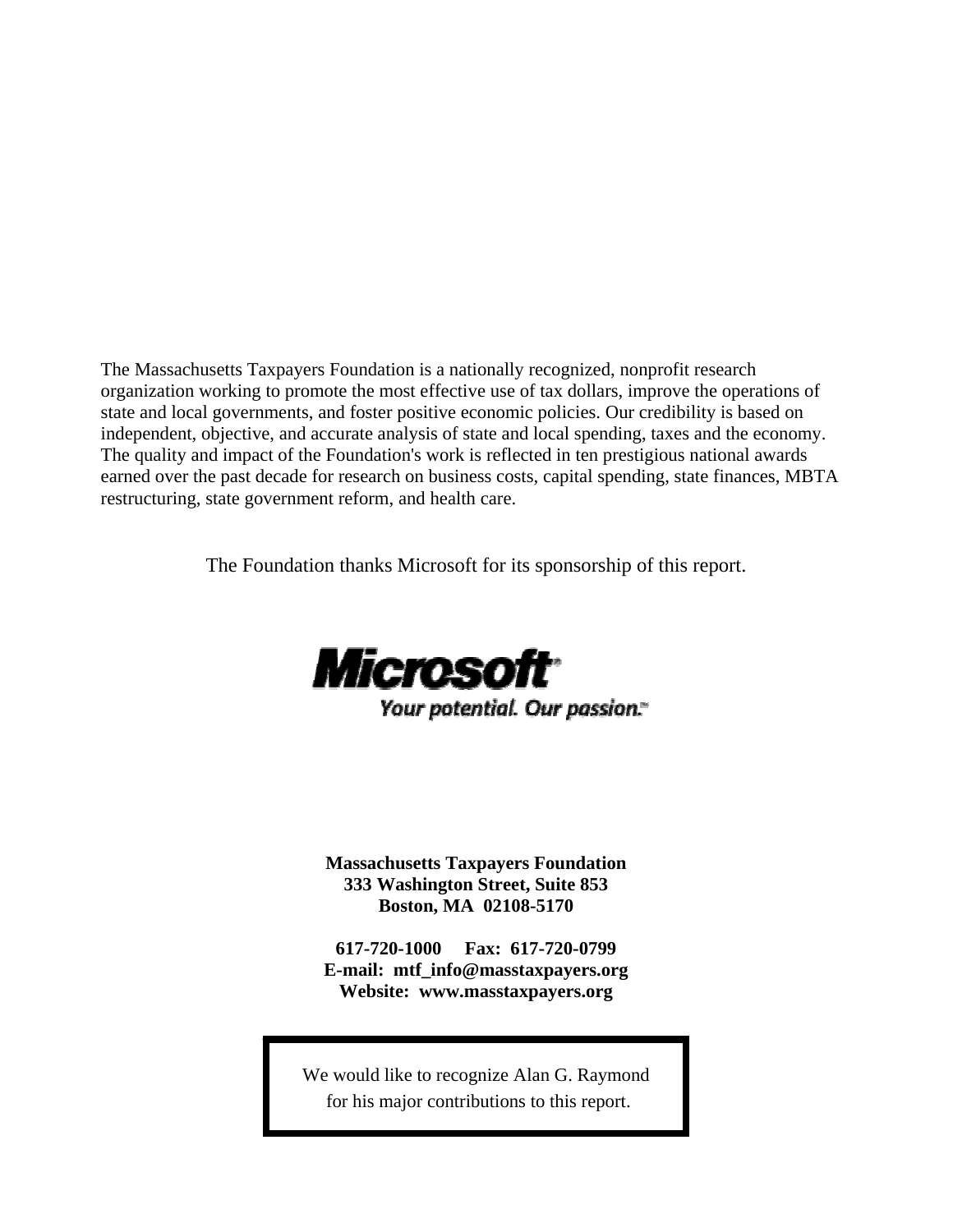The Massachusetts Taxpayers Foundation is a nationally recognized, nonprofit research organization working to promote the most effective use of tax dollars, improve the operations of state and local governments, and foster positive economic policies. Our credibility is based on independent, objective, and accurate analysis of state and local spending, taxes and the economy. The quality and impact of the Foundation's work is reflected in ten prestigious national awards earned over the past decade for research on business costs, capital spending, state finances, MBTA restructuring, state government reform, and health care.

The Foundation thanks Microsoft for its sponsorship of this report.

Microsoft

Your potential. Our passion.

**Massachusetts Taxpayers Foundation**
**333 Washington Street, Suite 853**
**Boston, MA 02108-5170**

**617-720-1000 Fax: 617-720-0799**
**E-mail: mtf_info@masstaxpayers.org**
**Website: www.masstaxpayers.org**

We would like to recognize Alan G. Raymond for his major contributions to this report.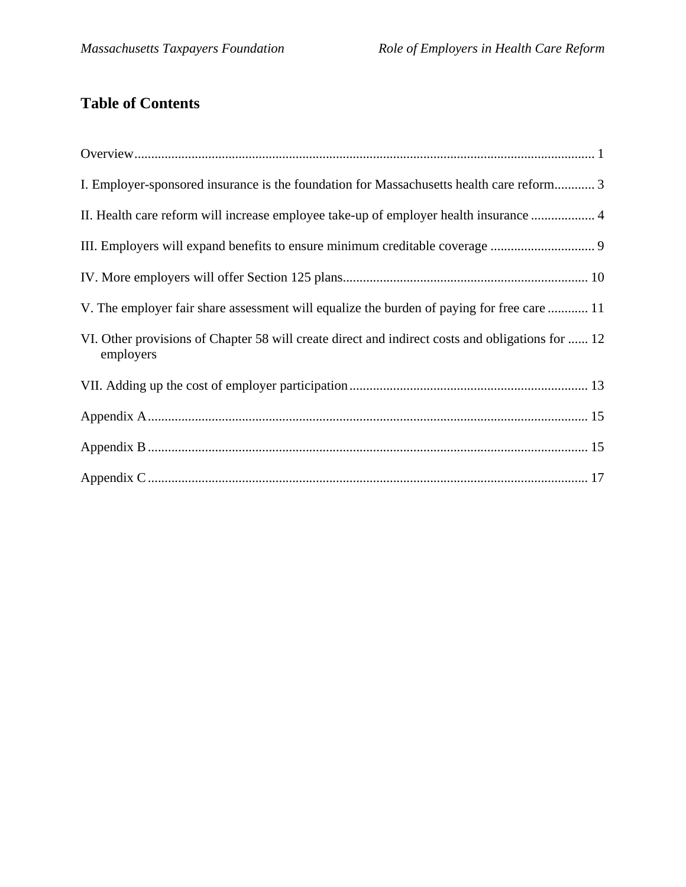## Table of Contents

Overview........................................................................................................................................ 1

I. Employer-sponsored insurance is the foundation for Massachusetts health care reform............ 3

II. Health care reform will increase employee take-up of employer health insurance ................... 4

III. Employers will expand benefits to ensure minimum creditable coverage ............................... 9

IV. More employers will offer Section 125 plans......................................................................... 10

V. The employer fair share assessment will equalize the burden of paying for free care ............ 11

VI. Other provisions of Chapter 58 will create direct and indirect costs and obligations for employers ...... 12

VII. Adding up the cost of employer participation....................................................................... 13

Appendix A.................................................................................................................................. 15

Appendix B.................................................................................................................................. 15

Appendix C.................................................................................................................................. 17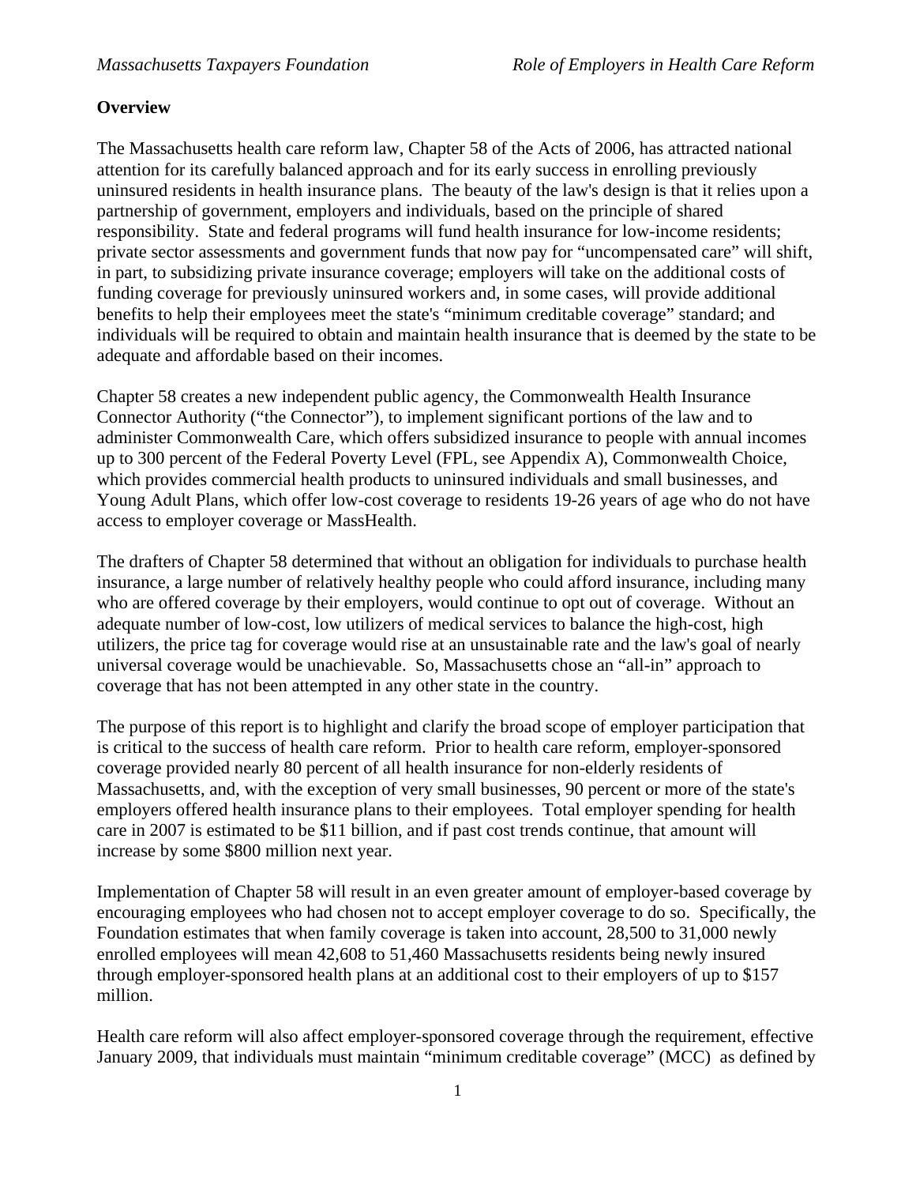**Overview**

The Massachusetts health care reform law, Chapter 58 of the Acts of 2006, has attracted national attention for its carefully balanced approach and for its early success in enrolling previously uninsured residents in health insurance plans. The beauty of the law's design is that it relies upon a partnership of government, employers and individuals, based on the principle of shared responsibility. State and federal programs will fund health insurance for low-income residents; private sector assessments and government funds that now pay for "uncompensated care" will shift, in part, to subsidizing private insurance coverage; employers will take on the additional costs of funding coverage for previously uninsured workers and, in some cases, will provide additional benefits to help their employees meet the state's "minimum creditable coverage" standard; and individuals will be required to obtain and maintain health insurance that is deemed by the state to be adequate and affordable based on their incomes.

Chapter 58 creates a new independent public agency, the Commonwealth Health Insurance Connector Authority ("the Connector"), to implement significant portions of the law and to administer Commonwealth Care, which offers subsidized insurance to people with annual incomes up to 300 percent of the Federal Poverty Level (FPL, see Appendix A), Commonwealth Choice, which provides commercial health products to uninsured individuals and small businesses, and Young Adult Plans, which offer low-cost coverage to residents 19-26 years of age who do not have access to employer coverage or MassHealth.

The drafters of Chapter 58 determined that without an obligation for individuals to purchase health insurance, a large number of relatively healthy people who could afford insurance, including many who are offered coverage by their employers, would continue to opt out of coverage. Without an adequate number of low-cost, low utilizers of medical services to balance the high-cost, high utilizers, the price tag for coverage would rise at an unsustainable rate and the law's goal of nearly universal coverage would be unachievable. So, Massachusetts chose an "all-in" approach to coverage that has not been attempted in any other state in the country.

The purpose of this report is to highlight and clarify the broad scope of employer participation that is critical to the success of health care reform. Prior to health care reform, employer-sponsored coverage provided nearly 80 percent of all health insurance for non-elderly residents of Massachusetts, and, with the exception of very small businesses, 90 percent or more of the state's employers offered health insurance plans to their employees. Total employer spending for health care in 2007 is estimated to be $11 billion, and if past cost trends continue, that amount will increase by some $800 million next year.

Implementation of Chapter 58 will result in an even greater amount of employer-based coverage by encouraging employees who had chosen not to accept employer coverage to do so. Specifically, the Foundation estimates that when family coverage is taken into account, 28,500 to 31,000 newly enrolled employees will mean 42,608 to 51,460 Massachusetts residents being newly insured through employer-sponsored health plans at an additional cost to their employers of up to $157 million.

Health care reform will also affect employer-sponsored coverage through the requirement, effective January 2009, that individuals must maintain "minimum creditable coverage" (MCC) as defined by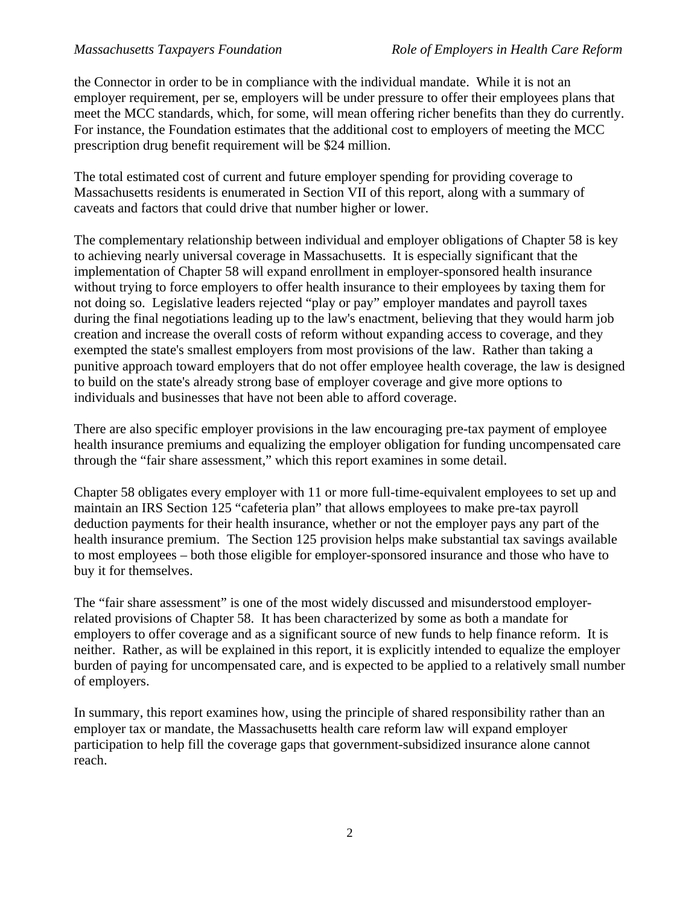the Connector in order to be in compliance with the individual mandate. While it is not an employer requirement, per se, employers will be under pressure to offer their employees plans that meet the MCC standards, which, for some, will mean offering richer benefits than they do currently. For instance, the Foundation estimates that the additional cost to employers of meeting the MCC prescription drug benefit requirement will be $24 million.

The total estimated cost of current and future employer spending for providing coverage to Massachusetts residents is enumerated in Section VII of this report, along with a summary of caveats and factors that could drive that number higher or lower.

The complementary relationship between individual and employer obligations of Chapter 58 is key to achieving nearly universal coverage in Massachusetts. It is especially significant that the implementation of Chapter 58 will expand enrollment in employer-sponsored health insurance without trying to force employers to offer health insurance to their employees by taxing them for not doing so. Legislative leaders rejected "play or pay" employer mandates and payroll taxes during the final negotiations leading up to the law's enactment, believing that they would harm job creation and increase the overall costs of reform without expanding access to coverage, and they exempted the state's smallest employers from most provisions of the law. Rather than taking a punitive approach toward employers that do not offer employee health coverage, the law is designed to build on the state's already strong base of employer coverage and give more options to individuals and businesses that have not been able to afford coverage.

There are also specific employer provisions in the law encouraging pre-tax payment of employee health insurance premiums and equalizing the employer obligation for funding uncompensated care through the "fair share assessment," which this report examines in some detail.

Chapter 58 obligates every employer with 11 or more full-time-equivalent employees to set up and maintain an IRS Section 125 "cafeteria plan" that allows employees to make pre-tax payroll deduction payments for their health insurance, whether or not the employer pays any part of the health insurance premium. The Section 125 provision helps make substantial tax savings available to most employees – both those eligible for employer-sponsored insurance and those who have to buy it for themselves.

The "fair share assessment" is one of the most widely discussed and misunderstood employer-related provisions of Chapter 58. It has been characterized by some as both a mandate for employers to offer coverage and as a significant source of new funds to help finance reform. It is neither. Rather, as will be explained in this report, it is explicitly intended to equalize the employer burden of paying for uncompensated care, and is expected to be applied to a relatively small number of employers.

In summary, this report examines how, using the principle of shared responsibility rather than an employer tax or mandate, the Massachusetts health care reform law will expand employer participation to help fill the coverage gaps that government-subsidized insurance alone cannot reach.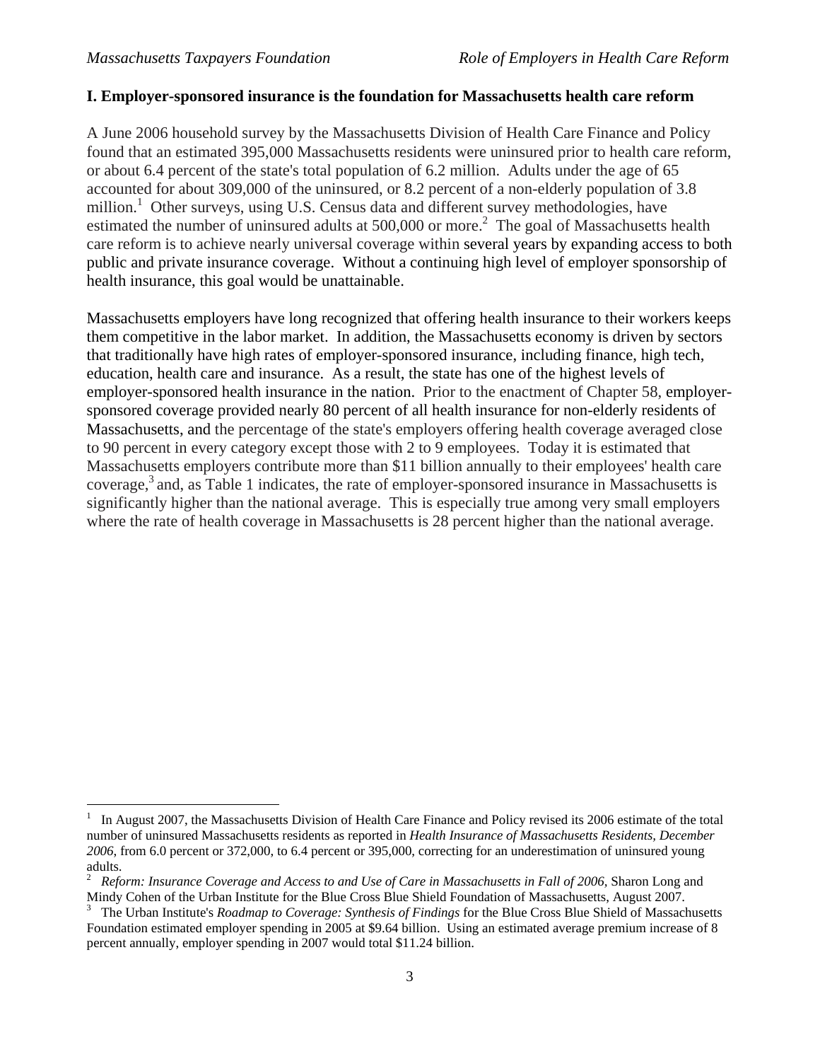## I. Employer-sponsored insurance is the foundation for Massachusetts health care reform

A June 2006 household survey by the Massachusetts Division of Health Care Finance and Policy found that an estimated 395,000 Massachusetts residents were uninsured prior to health care reform, or about 6.4 percent of the state's total population of 6.2 million. Adults under the age of 65 accounted for about 309,000 of the uninsured, or 8.2 percent of a non-elderly population of 3.8 million.[1] Other surveys, using U.S. Census data and different survey methodologies, have estimated the number of uninsured adults at 500,000 or more.[2] The goal of Massachusetts health care reform is to achieve nearly universal coverage within several years by expanding access to both public and private insurance coverage. Without a continuing high level of employer sponsorship of health insurance, this goal would be unattainable.

Massachusetts employers have long recognized that offering health insurance to their workers keeps them competitive in the labor market. In addition, the Massachusetts economy is driven by sectors that traditionally have high rates of employer-sponsored insurance, including finance, high tech, education, health care and insurance. As a result, the state has one of the highest levels of employer-sponsored health insurance in the nation. Prior to the enactment of Chapter 58, employer-sponsored coverage provided nearly 80 percent of all health insurance for non-elderly residents of Massachusetts, and the percentage of the state's employers offering health coverage averaged close to 90 percent in every category except those with 2 to 9 employees. Today it is estimated that Massachusetts employers contribute more than $11 billion annually to their employees' health care coverage,[3] and, as Table 1 indicates, the rate of employer-sponsored insurance in Massachusetts is significantly higher than the national average. This is especially true among very small employers where the rate of health coverage in Massachusetts is 28 percent higher than the national average.

---

[1] In August 2007, the Massachusetts Division of Health Care Finance and Policy revised its 2006 estimate of the total number of uninsured Massachusetts residents as reported in *Health Insurance of Massachusetts Residents, December 2006*, from 6.0 percent or 372,000, to 6.4 percent or 395,000, correcting for an underestimation of uninsured young adults.

[2] *Reform: Insurance Coverage and Access to and Use of Care in Massachusetts in Fall of 2006*, Sharon Long and Mindy Cohen of the Urban Institute for the Blue Cross Blue Shield Foundation of Massachusetts, August 2007.

[3] The Urban Institute's *Roadmap to Coverage: Synthesis of Findings* for the Blue Cross Blue Shield of Massachusetts Foundation estimated employer spending in 2005 at $9.64 billion. Using an estimated average premium increase of 8 percent annually, employer spending in 2007 would total $11.24 billion.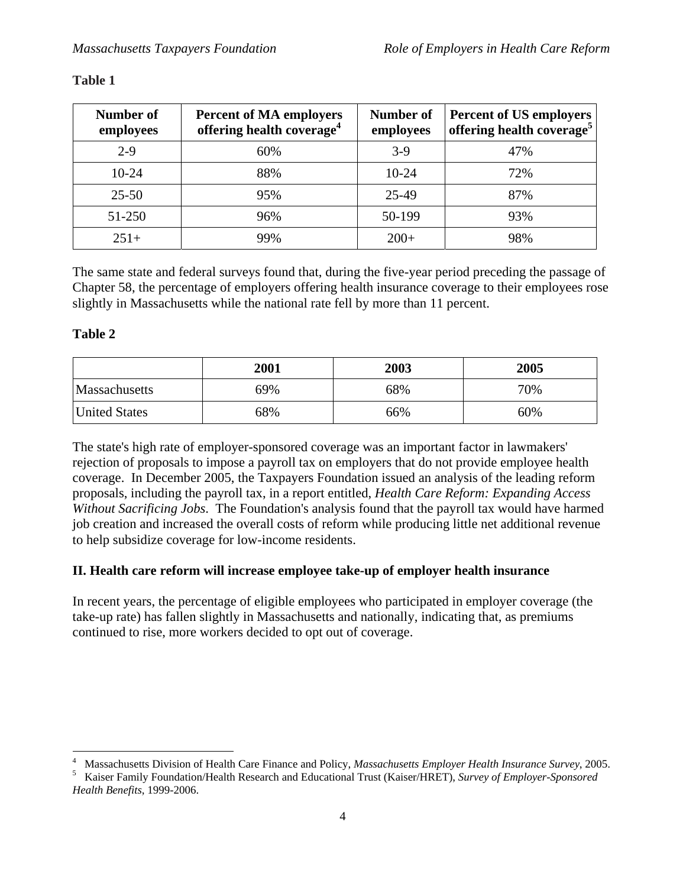**Table 1**

| Number of employees | Percent of MA employers offering health coverage[4] | Number of employees | Percent of US employers offering health coverage[5] |
|---|---|---|---|
| 2-9 | 60% | 3-9 | 47% |
| 10-24 | 88% | 10-24 | 72% |
| 25-50 | 95% | 25-49 | 87% |
| 51-250 | 96% | 50-199 | 93% |
| 251+ | 99% | 200+ | 98% |

The same state and federal surveys found that, during the five-year period preceding the passage of Chapter 58, the percentage of employers offering health insurance coverage to their employees rose slightly in Massachusetts while the national rate fell by more than 11 percent.

**Table 2**

| | 2001 | 2003 | 2005 |
|---|---|---|---|
| Massachusetts | 69% | 68% | 70% |
| United States | 68% | 66% | 60% |

The state's high rate of employer-sponsored coverage was an important factor in lawmakers' rejection of proposals to impose a payroll tax on employers that do not provide employee health coverage. In December 2005, the Taxpayers Foundation issued an analysis of the leading reform proposals, including the payroll tax, in a report entitled, *Health Care Reform: Expanding Access Without Sacrificing Jobs*. The Foundation's analysis found that the payroll tax would have harmed job creation and increased the overall costs of reform while producing little net additional revenue to help subsidize coverage for low-income residents.

## II. Health care reform will increase employee take-up of employer health insurance

In recent years, the percentage of eligible employees who participated in employer coverage (the take-up rate) has fallen slightly in Massachusetts and nationally, indicating that, as premiums continued to rise, more workers decided to opt out of coverage.

---

[4] Massachusetts Division of Health Care Finance and Policy, *Massachusetts Employer Health Insurance Survey*, 2005.

[5] Kaiser Family Foundation/Health Research and Educational Trust (Kaiser/HRET), *Survey of Employer-Sponsored Health Benefits*, 1999-2006.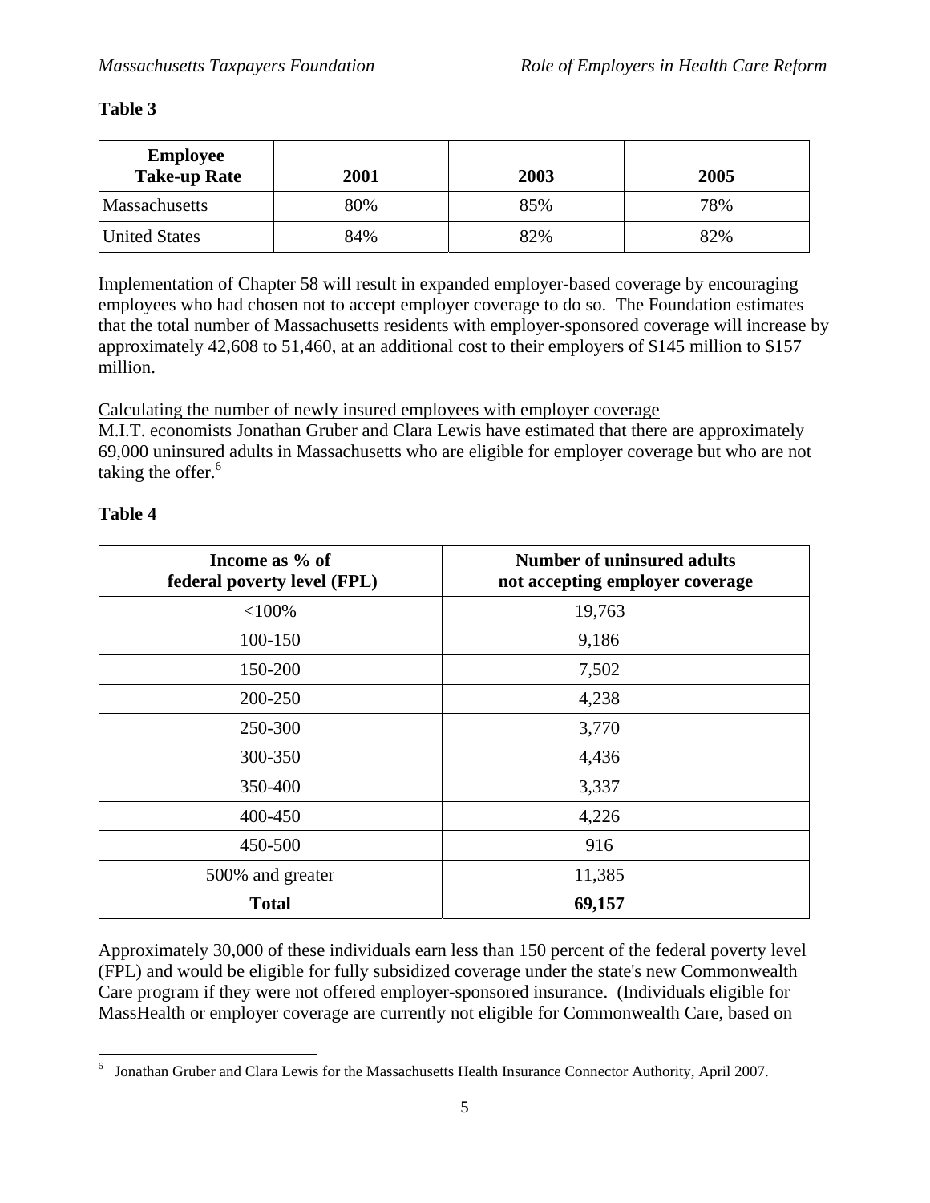**Table 3**

| Employee Take-up Rate | 2001 | 2003 | 2005 |
|---|---|---|---|
| Massachusetts | 80% | 85% | 78% |
| United States | 84% | 82% | 82% |

Implementation of Chapter 58 will result in expanded employer-based coverage by encouraging employees who had chosen not to accept employer coverage to do so. The Foundation estimates that the total number of Massachusetts residents with employer-sponsored coverage will increase by approximately 42,608 to 51,460, at an additional cost to their employers of $145 million to $157 million.

<u>Calculating the number of newly insured employees with employer coverage</u>

M.I.T. economists Jonathan Gruber and Clara Lewis have estimated that there are approximately 69,000 uninsured adults in Massachusetts who are eligible for employer coverage but who are not taking the offer.[6]

**Table 4**

| Income as % of federal poverty level (FPL) | Number of uninsured adults not accepting employer coverage |
|---|---|
| <100% | 19,763 |
| 100-150 | 9,186 |
| 150-200 | 7,502 |
| 200-250 | 4,238 |
| 250-300 | 3,770 |
| 300-350 | 4,436 |
| 350-400 | 3,337 |
| 400-450 | 4,226 |
| 450-500 | 916 |
| 500% and greater | 11,385 |
| **Total** | **69,157** |

Approximately 30,000 of these individuals earn less than 150 percent of the federal poverty level (FPL) and would be eligible for fully subsidized coverage under the state's new Commonwealth Care program if they were not offered employer-sponsored insurance. (Individuals eligible for MassHealth or employer coverage are currently not eligible for Commonwealth Care, based on

[6] Jonathan Gruber and Clara Lewis for the Massachusetts Health Insurance Connector Authority, April 2007.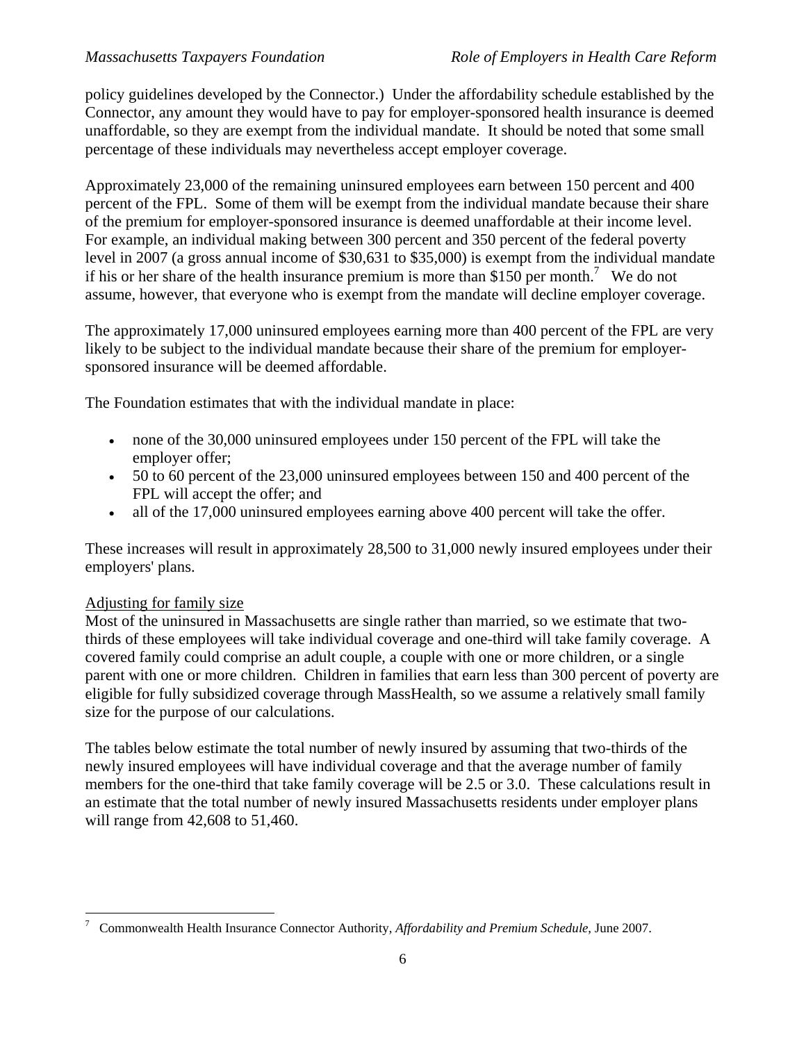policy guidelines developed by the Connector.) Under the affordability schedule established by the Connector, any amount they would have to pay for employer-sponsored health insurance is deemed unaffordable, so they are exempt from the individual mandate. It should be noted that some small percentage of these individuals may nevertheless accept employer coverage.

Approximately 23,000 of the remaining uninsured employees earn between 150 percent and 400 percent of the FPL. Some of them will be exempt from the individual mandate because their share of the premium for employer-sponsored insurance is deemed unaffordable at their income level. For example, an individual making between 300 percent and 350 percent of the federal poverty level in 2007 (a gross annual income of $30,631 to $35,000) is exempt from the individual mandate if his or her share of the health insurance premium is more than $150 per month.[7] We do not assume, however, that everyone who is exempt from the mandate will decline employer coverage.

The approximately 17,000 uninsured employees earning more than 400 percent of the FPL are very likely to be subject to the individual mandate because their share of the premium for employer-sponsored insurance will be deemed affordable.

The Foundation estimates that with the individual mandate in place:

- none of the 30,000 uninsured employees under 150 percent of the FPL will take the employer offer;
- 50 to 60 percent of the 23,000 uninsured employees between 150 and 400 percent of the FPL will accept the offer; and
- all of the 17,000 uninsured employees earning above 400 percent will take the offer.

These increases will result in approximately 28,500 to 31,000 newly insured employees under their employers' plans.

## Adjusting for family size

Most of the uninsured in Massachusetts are single rather than married, so we estimate that two-thirds of these employees will take individual coverage and one-third will take family coverage. A covered family could comprise an adult couple, a couple with one or more children, or a single parent with one or more children. Children in families that earn less than 300 percent of poverty are eligible for fully subsidized coverage through MassHealth, so we assume a relatively small family size for the purpose of our calculations.

The tables below estimate the total number of newly insured by assuming that two-thirds of the newly insured employees will have individual coverage and that the average number of family members for the one-third that take family coverage will be 2.5 or 3.0. These calculations result in an estimate that the total number of newly insured Massachusetts residents under employer plans will range from 42,608 to 51,460.

[7] Commonwealth Health Insurance Connector Authority, *Affordability and Premium Schedule*, June 2007.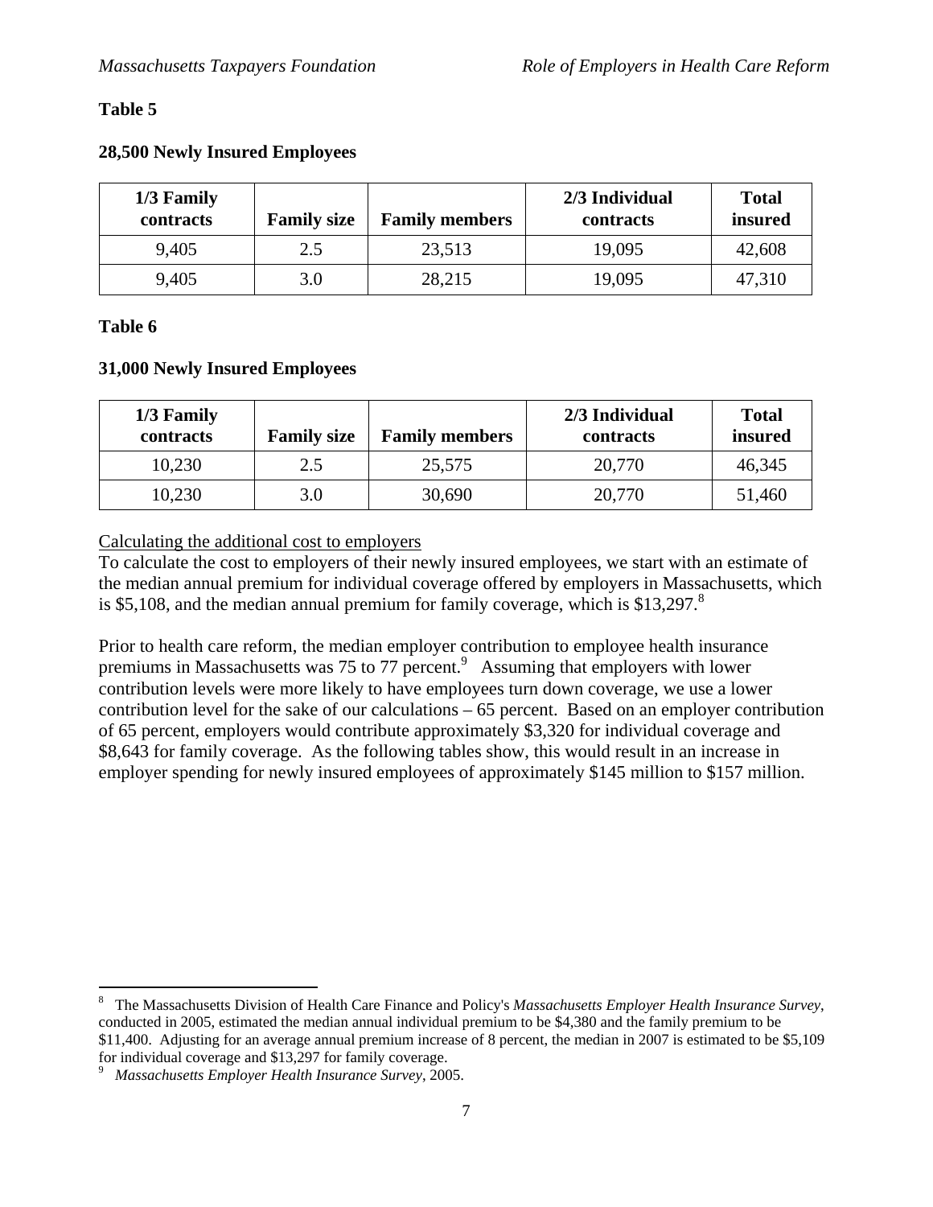**Table 5**

**28,500 Newly Insured Employees**

| 1/3 Family contracts | Family size | Family members | 2/3 Individual contracts | Total insured |
|---|---|---|---|---|
| 9,405 | 2.5 | 23,513 | 19,095 | 42,608 |
| 9,405 | 3.0 | 28,215 | 19,095 | 47,310 |

**Table 6**

**31,000 Newly Insured Employees**

| 1/3 Family contracts | Family size | Family members | 2/3 Individual contracts | Total insured |
|---|---|---|---|---|
| 10,230 | 2.5 | 25,575 | 20,770 | 46,345 |
| 10,230 | 3.0 | 30,690 | 20,770 | 51,460 |

Calculating the additional cost to employers

To calculate the cost to employers of their newly insured employees, we start with an estimate of the median annual premium for individual coverage offered by employers in Massachusetts, which is \$5,108, and the median annual premium for family coverage, which is \$13,297.[8]

Prior to health care reform, the median employer contribution to employee health insurance premiums in Massachusetts was 75 to 77 percent.[9] Assuming that employers with lower contribution levels were more likely to have employees turn down coverage, we use a lower contribution level for the sake of our calculations – 65 percent. Based on an employer contribution of 65 percent, employers would contribute approximately \$3,320 for individual coverage and \$8,643 for family coverage. As the following tables show, this would result in an increase in employer spending for newly insured employees of approximately \$145 million to \$157 million.

---

[8] The Massachusetts Division of Health Care Finance and Policy's *Massachusetts Employer Health Insurance Survey*, conducted in 2005, estimated the median annual individual premium to be \$4,380 and the family premium to be \$11,400. Adjusting for an average annual premium increase of 8 percent, the median in 2007 is estimated to be \$5,109 for individual coverage and \$13,297 for family coverage.

[9] *Massachusetts Employer Health Insurance Survey*, 2005.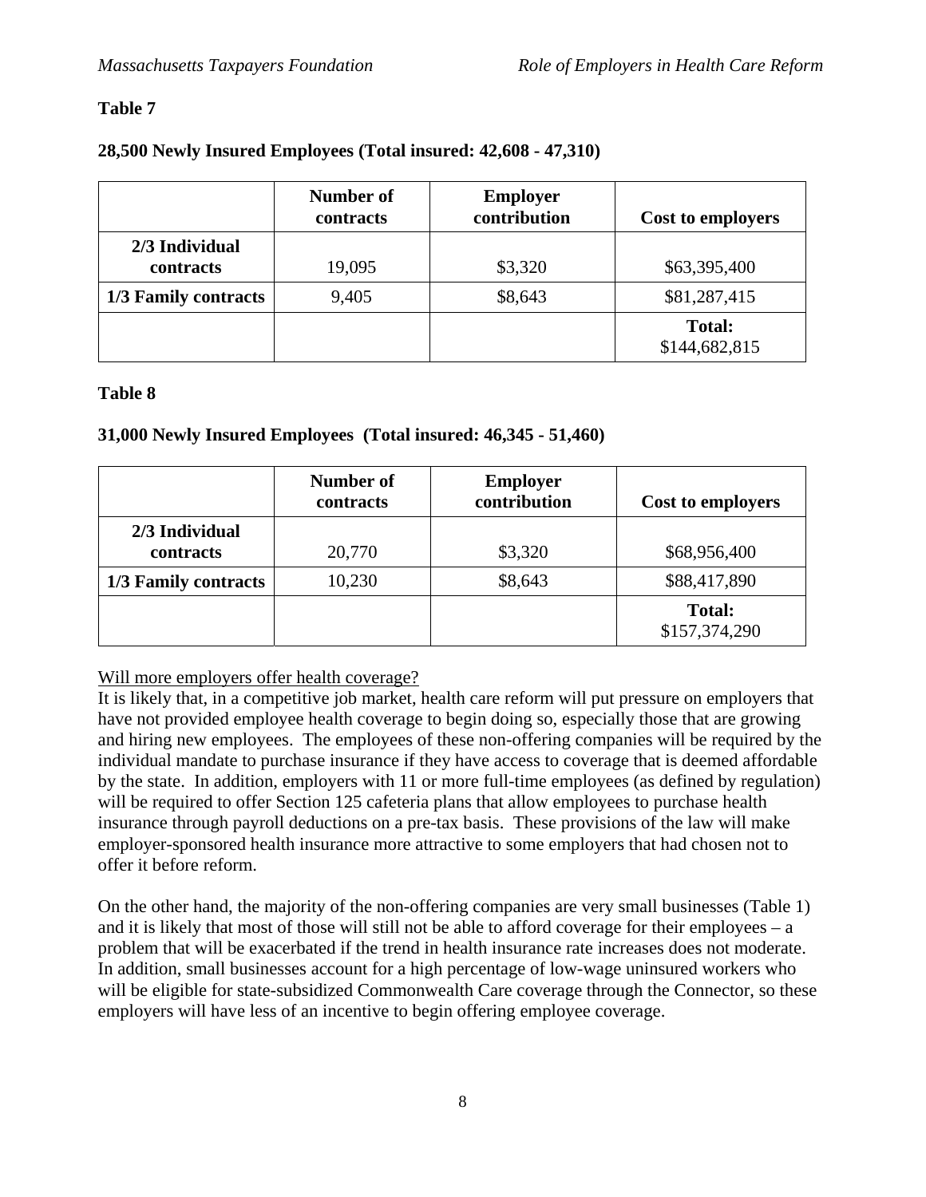**Table 7**

**28,500 Newly Insured Employees (Total insured: 42,608 - 47,310)**

| | Number of contracts | Employer contribution | Cost to employers |
|---|---|---|---|
| **2/3 Individual contracts** | 19,095 | $3,320 | $63,395,400 |
| **1/3 Family contracts** | 9,405 | $8,643 | $81,287,415 |
| | | | **Total:** $144,682,815 |

**Table 8**

**31,000 Newly Insured Employees (Total insured: 46,345 - 51,460)**

| | Number of contracts | Employer contribution | Cost to employers |
|---|---|---|---|
| **2/3 Individual contracts** | 20,770 | $3,320 | $68,956,400 |
| **1/3 Family contracts** | 10,230 | $8,643 | $88,417,890 |
| | | | **Total:** $157,374,290 |

Will more employers offer health coverage?

It is likely that, in a competitive job market, health care reform will put pressure on employers that have not provided employee health coverage to begin doing so, especially those that are growing and hiring new employees. The employees of these non-offering companies will be required by the individual mandate to purchase insurance if they have access to coverage that is deemed affordable by the state. In addition, employers with 11 or more full-time employees (as defined by regulation) will be required to offer Section 125 cafeteria plans that allow employees to purchase health insurance through payroll deductions on a pre-tax basis. These provisions of the law will make employer-sponsored health insurance more attractive to some employers that had chosen not to offer it before reform.

On the other hand, the majority of the non-offering companies are very small businesses (Table 1) and it is likely that most of those will still not be able to afford coverage for their employees – a problem that will be exacerbated if the trend in health insurance rate increases does not moderate. In addition, small businesses account for a high percentage of low-wage uninsured workers who will be eligible for state-subsidized Commonwealth Care coverage through the Connector, so these employers will have less of an incentive to begin offering employee coverage.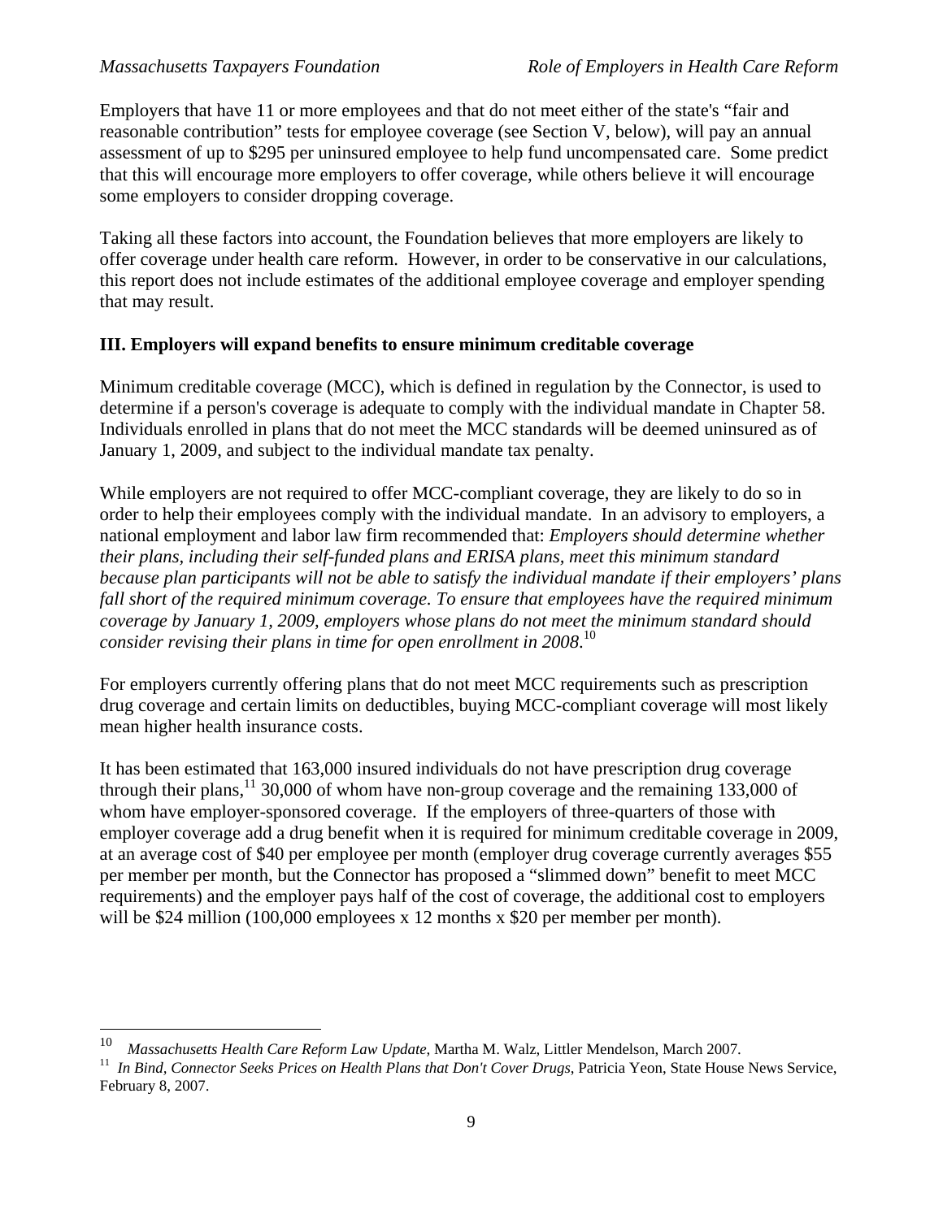Employers that have 11 or more employees and that do not meet either of the state's "fair and reasonable contribution" tests for employee coverage (see Section V, below), will pay an annual assessment of up to $295 per uninsured employee to help fund uncompensated care. Some predict that this will encourage more employers to offer coverage, while others believe it will encourage some employers to consider dropping coverage.

Taking all these factors into account, the Foundation believes that more employers are likely to offer coverage under health care reform. However, in order to be conservative in our calculations, this report does not include estimates of the additional employee coverage and employer spending that may result.

## III. Employers will expand benefits to ensure minimum creditable coverage

Minimum creditable coverage (MCC), which is defined in regulation by the Connector, is used to determine if a person's coverage is adequate to comply with the individual mandate in Chapter 58. Individuals enrolled in plans that do not meet the MCC standards will be deemed uninsured as of January 1, 2009, and subject to the individual mandate tax penalty.

While employers are not required to offer MCC-compliant coverage, they are likely to do so in order to help their employees comply with the individual mandate. In an advisory to employers, a national employment and labor law firm recommended that: *Employers should determine whether their plans, including their self-funded plans and ERISA plans, meet this minimum standard because plan participants will not be able to satisfy the individual mandate if their employers' plans fall short of the required minimum coverage. To ensure that employees have the required minimum coverage by January 1, 2009, employers whose plans do not meet the minimum standard should consider revising their plans in time for open enrollment in 2008.*[10]

For employers currently offering plans that do not meet MCC requirements such as prescription drug coverage and certain limits on deductibles, buying MCC-compliant coverage will most likely mean higher health insurance costs.

It has been estimated that 163,000 insured individuals do not have prescription drug coverage through their plans,[11] 30,000 of whom have non-group coverage and the remaining 133,000 of whom have employer-sponsored coverage. If the employers of three-quarters of those with employer coverage add a drug benefit when it is required for minimum creditable coverage in 2009, at an average cost of $40 per employee per month (employer drug coverage currently averages $55 per member per month, but the Connector has proposed a "slimmed down" benefit to meet MCC requirements) and the employer pays half of the cost of coverage, the additional cost to employers will be $24 million (100,000 employees x 12 months x $20 per member per month).

---

[10] *Massachusetts Health Care Reform Law Update*, Martha M. Walz, Littler Mendelson, March 2007.

[11] *In Bind, Connector Seeks Prices on Health Plans that Don't Cover Drugs*, Patricia Yeon, State House News Service, February 8, 2007.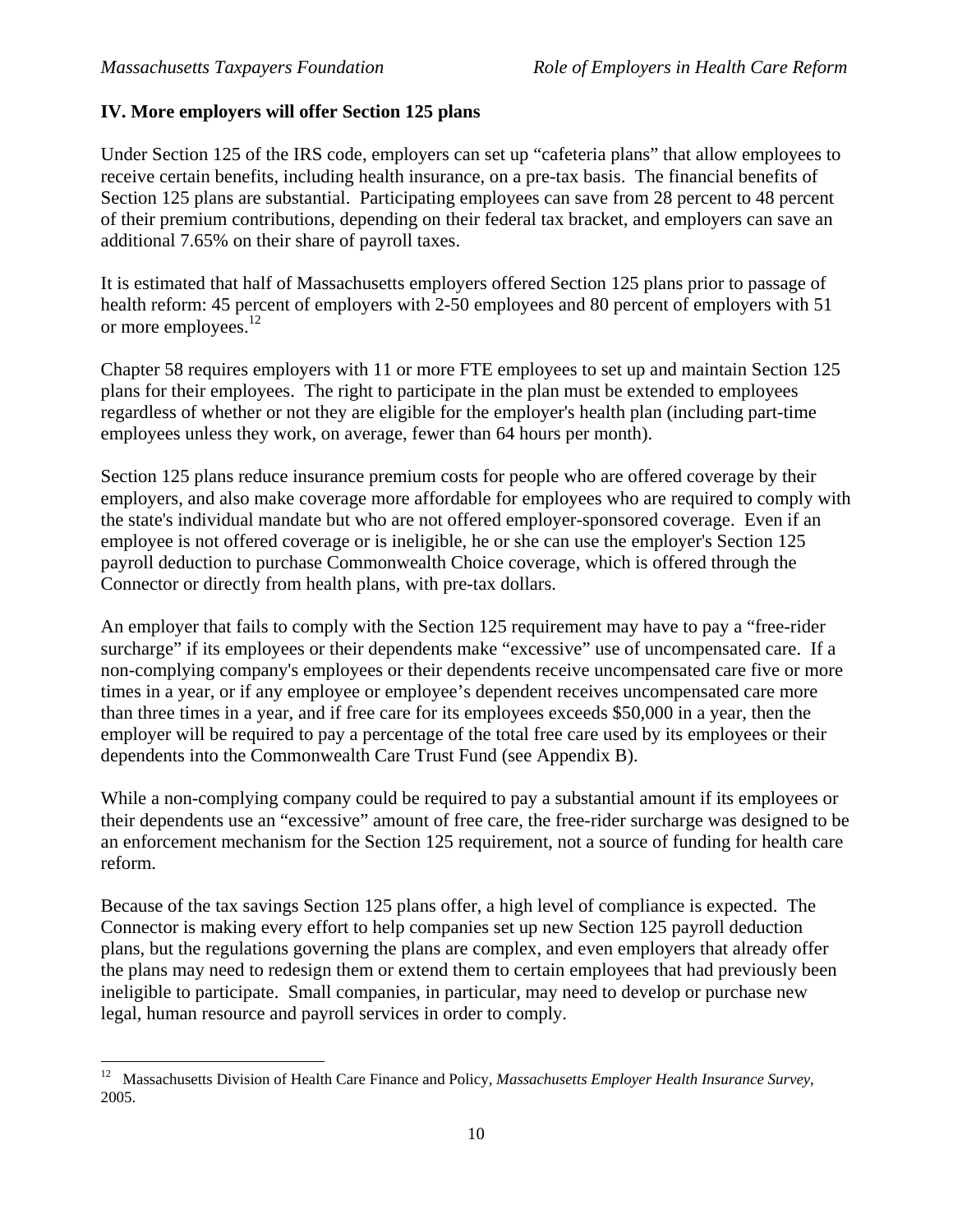### IV. More employers will offer Section 125 plans

Under Section 125 of the IRS code, employers can set up "cafeteria plans" that allow employees to receive certain benefits, including health insurance, on a pre-tax basis. The financial benefits of Section 125 plans are substantial. Participating employees can save from 28 percent to 48 percent of their premium contributions, depending on their federal tax bracket, and employers can save an additional 7.65% on their share of payroll taxes.

It is estimated that half of Massachusetts employers offered Section 125 plans prior to passage of health reform: 45 percent of employers with 2-50 employees and 80 percent of employers with 51 or more employees.[12]

Chapter 58 requires employers with 11 or more FTE employees to set up and maintain Section 125 plans for their employees. The right to participate in the plan must be extended to employees regardless of whether or not they are eligible for the employer's health plan (including part-time employees unless they work, on average, fewer than 64 hours per month).

Section 125 plans reduce insurance premium costs for people who are offered coverage by their employers, and also make coverage more affordable for employees who are required to comply with the state's individual mandate but who are not offered employer-sponsored coverage. Even if an employee is not offered coverage or is ineligible, he or she can use the employer's Section 125 payroll deduction to purchase Commonwealth Choice coverage, which is offered through the Connector or directly from health plans, with pre-tax dollars.

An employer that fails to comply with the Section 125 requirement may have to pay a "free-rider surcharge" if its employees or their dependents make "excessive" use of uncompensated care. If a non-complying company's employees or their dependents receive uncompensated care five or more times in a year, or if any employee or employee's dependent receives uncompensated care more than three times in a year, and if free care for its employees exceeds $50,000 in a year, then the employer will be required to pay a percentage of the total free care used by its employees or their dependents into the Commonwealth Care Trust Fund (see Appendix B).

While a non-complying company could be required to pay a substantial amount if its employees or their dependents use an "excessive" amount of free care, the free-rider surcharge was designed to be an enforcement mechanism for the Section 125 requirement, not a source of funding for health care reform.

Because of the tax savings Section 125 plans offer, a high level of compliance is expected. The Connector is making every effort to help companies set up new Section 125 payroll deduction plans, but the regulations governing the plans are complex, and even employers that already offer the plans may need to redesign them or extend them to certain employees that had previously been ineligible to participate. Small companies, in particular, may need to develop or purchase new legal, human resource and payroll services in order to comply.

---

[12] Massachusetts Division of Health Care Finance and Policy, *Massachusetts Employer Health Insurance Survey*, 2005.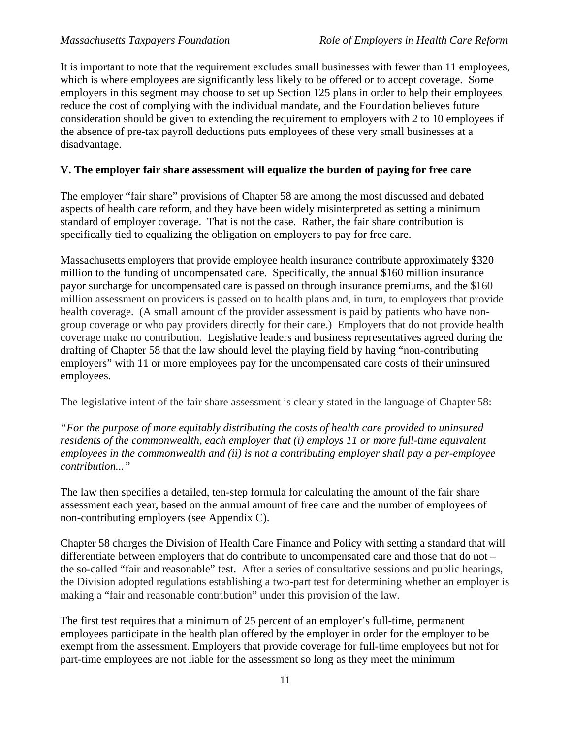It is important to note that the requirement excludes small businesses with fewer than 11 employees, which is where employees are significantly less likely to be offered or to accept coverage. Some employers in this segment may choose to set up Section 125 plans in order to help their employees reduce the cost of complying with the individual mandate, and the Foundation believes future consideration should be given to extending the requirement to employers with 2 to 10 employees if the absence of pre-tax payroll deductions puts employees of these very small businesses at a disadvantage.

## V. The employer fair share assessment will equalize the burden of paying for free care

The employer "fair share" provisions of Chapter 58 are among the most discussed and debated aspects of health care reform, and they have been widely misinterpreted as setting a minimum standard of employer coverage. That is not the case. Rather, the fair share contribution is specifically tied to equalizing the obligation on employers to pay for free care.

Massachusetts employers that provide employee health insurance contribute approximately $320 million to the funding of uncompensated care. Specifically, the annual $160 million insurance payor surcharge for uncompensated care is passed on through insurance premiums, and the $160 million assessment on providers is passed on to health plans and, in turn, to employers that provide health coverage. (A small amount of the provider assessment is paid by patients who have non-group coverage or who pay providers directly for their care.) Employers that do not provide health coverage make no contribution. Legislative leaders and business representatives agreed during the drafting of Chapter 58 that the law should level the playing field by having "non-contributing employers" with 11 or more employees pay for the uncompensated care costs of their uninsured employees.

The legislative intent of the fair share assessment is clearly stated in the language of Chapter 58:

*"For the purpose of more equitably distributing the costs of health care provided to uninsured residents of the commonwealth, each employer that (i) employs 11 or more full-time equivalent employees in the commonwealth and (ii) is not a contributing employer shall pay a per-employee contribution..."*

The law then specifies a detailed, ten-step formula for calculating the amount of the fair share assessment each year, based on the annual amount of free care and the number of employees of non-contributing employers (see Appendix C).

Chapter 58 charges the Division of Health Care Finance and Policy with setting a standard that will differentiate between employers that do contribute to uncompensated care and those that do not – the so-called "fair and reasonable" test. After a series of consultative sessions and public hearings, the Division adopted regulations establishing a two-part test for determining whether an employer is making a "fair and reasonable contribution" under this provision of the law.

The first test requires that a minimum of 25 percent of an employer's full-time, permanent employees participate in the health plan offered by the employer in order for the employer to be exempt from the assessment. Employers that provide coverage for full-time employees but not for part-time employees are not liable for the assessment so long as they meet the minimum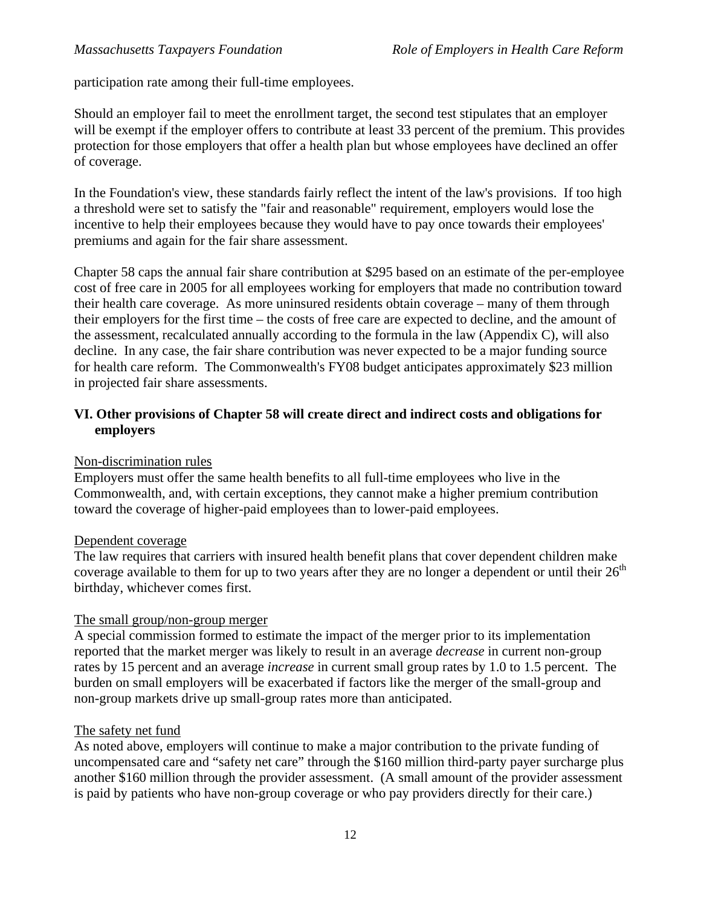participation rate among their full-time employees.

Should an employer fail to meet the enrollment target, the second test stipulates that an employer will be exempt if the employer offers to contribute at least 33 percent of the premium. This provides protection for those employers that offer a health plan but whose employees have declined an offer of coverage.

In the Foundation's view, these standards fairly reflect the intent of the law's provisions. If too high a threshold were set to satisfy the "fair and reasonable" requirement, employers would lose the incentive to help their employees because they would have to pay once towards their employees' premiums and again for the fair share assessment.

Chapter 58 caps the annual fair share contribution at $295 based on an estimate of the per-employee cost of free care in 2005 for all employees working for employers that made no contribution toward their health care coverage. As more uninsured residents obtain coverage – many of them through their employers for the first time – the costs of free care are expected to decline, and the amount of the assessment, recalculated annually according to the formula in the law (Appendix C), will also decline. In any case, the fair share contribution was never expected to be a major funding source for health care reform. The Commonwealth's FY08 budget anticipates approximately $23 million in projected fair share assessments.

## VI. Other provisions of Chapter 58 will create direct and indirect costs and obligations for employers

<u>Non-discrimination rules</u>
Employers must offer the same health benefits to all full-time employees who live in the Commonwealth, and, with certain exceptions, they cannot make a higher premium contribution toward the coverage of higher-paid employees than to lower-paid employees.

<u>Dependent coverage</u>
The law requires that carriers with insured health benefit plans that cover dependent children make coverage available to them for up to two years after they are no longer a dependent or until their 26th birthday, whichever comes first.

<u>The small group/non-group merger</u>
A special commission formed to estimate the impact of the merger prior to its implementation reported that the market merger was likely to result in an average *decrease* in current non-group rates by 15 percent and an average *increase* in current small group rates by 1.0 to 1.5 percent. The burden on small employers will be exacerbated if factors like the merger of the small-group and non-group markets drive up small-group rates more than anticipated.

<u>The safety net fund</u>
As noted above, employers will continue to make a major contribution to the private funding of uncompensated care and "safety net care" through the $160 million third-party payer surcharge plus another $160 million through the provider assessment. (A small amount of the provider assessment is paid by patients who have non-group coverage or who pay providers directly for their care.)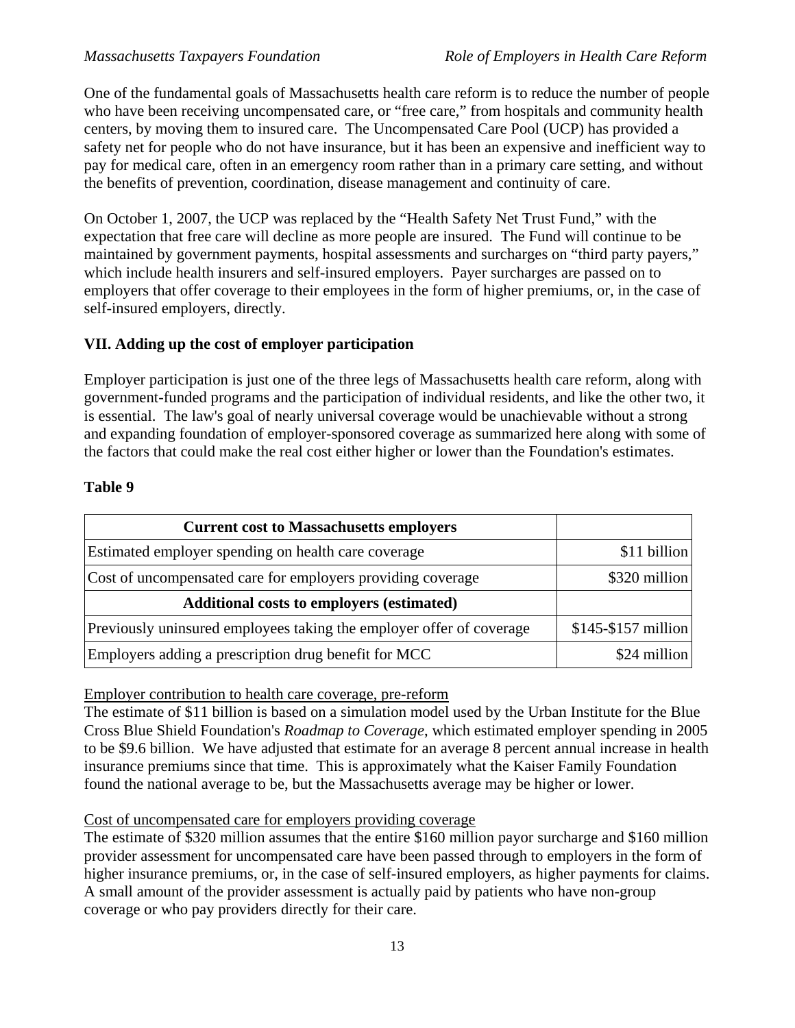One of the fundamental goals of Massachusetts health care reform is to reduce the number of people who have been receiving uncompensated care, or "free care," from hospitals and community health centers, by moving them to insured care. The Uncompensated Care Pool (UCP) has provided a safety net for people who do not have insurance, but it has been an expensive and inefficient way to pay for medical care, often in an emergency room rather than in a primary care setting, and without the benefits of prevention, coordination, disease management and continuity of care.

On October 1, 2007, the UCP was replaced by the "Health Safety Net Trust Fund," with the expectation that free care will decline as more people are insured. The Fund will continue to be maintained by government payments, hospital assessments and surcharges on "third party payers," which include health insurers and self-insured employers. Payer surcharges are passed on to employers that offer coverage to their employees in the form of higher premiums, or, in the case of self-insured employers, directly.

## VII. Adding up the cost of employer participation

Employer participation is just one of the three legs of Massachusetts health care reform, along with government-funded programs and the participation of individual residents, and like the other two, it is essential. The law's goal of nearly universal coverage would be unachievable without a strong and expanding foundation of employer-sponsored coverage as summarized here along with some of the factors that could make the real cost either higher or lower than the Foundation's estimates.

**Table 9**

| **Current cost to Massachusetts employers** | |
|---|---|
| Estimated employer spending on health care coverage | \$11 billion |
| Cost of uncompensated care for employers providing coverage | \$320 million |
| **Additional costs to employers (estimated)** | |
| Previously uninsured employees taking the employer offer of coverage | \$145-\$157 million |
| Employers adding a prescription drug benefit for MCC | \$24 million |

<u>Employer contribution to health care coverage, pre-reform</u>

The estimate of \$11 billion is based on a simulation model used by the Urban Institute for the Blue Cross Blue Shield Foundation's *Roadmap to Coverage*, which estimated employer spending in 2005 to be \$9.6 billion. We have adjusted that estimate for an average 8 percent annual increase in health insurance premiums since that time. This is approximately what the Kaiser Family Foundation found the national average to be, but the Massachusetts average may be higher or lower.

<u>Cost of uncompensated care for employers providing coverage</u>

The estimate of \$320 million assumes that the entire \$160 million payor surcharge and \$160 million provider assessment for uncompensated care have been passed through to employers in the form of higher insurance premiums, or, in the case of self-insured employers, as higher payments for claims. A small amount of the provider assessment is actually paid by patients who have non-group coverage or who pay providers directly for their care.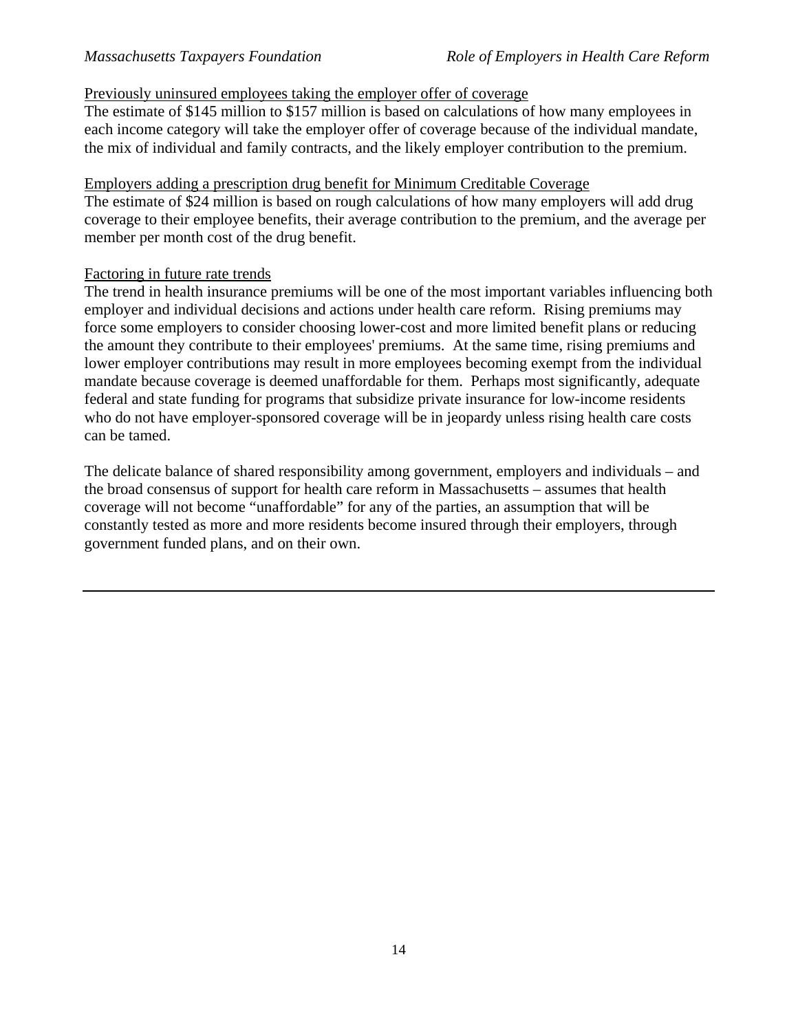<u>Previously uninsured employees taking the employer offer of coverage</u>
The estimate of $145 million to $157 million is based on calculations of how many employees in each income category will take the employer offer of coverage because of the individual mandate, the mix of individual and family contracts, and the likely employer contribution to the premium.

<u>Employers adding a prescription drug benefit for Minimum Creditable Coverage</u>
The estimate of $24 million is based on rough calculations of how many employers will add drug coverage to their employee benefits, their average contribution to the premium, and the average per member per month cost of the drug benefit.

<u>Factoring in future rate trends</u>
The trend in health insurance premiums will be one of the most important variables influencing both employer and individual decisions and actions under health care reform. Rising premiums may force some employers to consider choosing lower-cost and more limited benefit plans or reducing the amount they contribute to their employees' premiums. At the same time, rising premiums and lower employer contributions may result in more employees becoming exempt from the individual mandate because coverage is deemed unaffordable for them. Perhaps most significantly, adequate federal and state funding for programs that subsidize private insurance for low-income residents who do not have employer-sponsored coverage will be in jeopardy unless rising health care costs can be tamed.

The delicate balance of shared responsibility among government, employers and individuals – and the broad consensus of support for health care reform in Massachusetts – assumes that health coverage will not become "unaffordable" for any of the parties, an assumption that will be constantly tested as more and more residents become insured through their employers, through government funded plans, and on their own.

---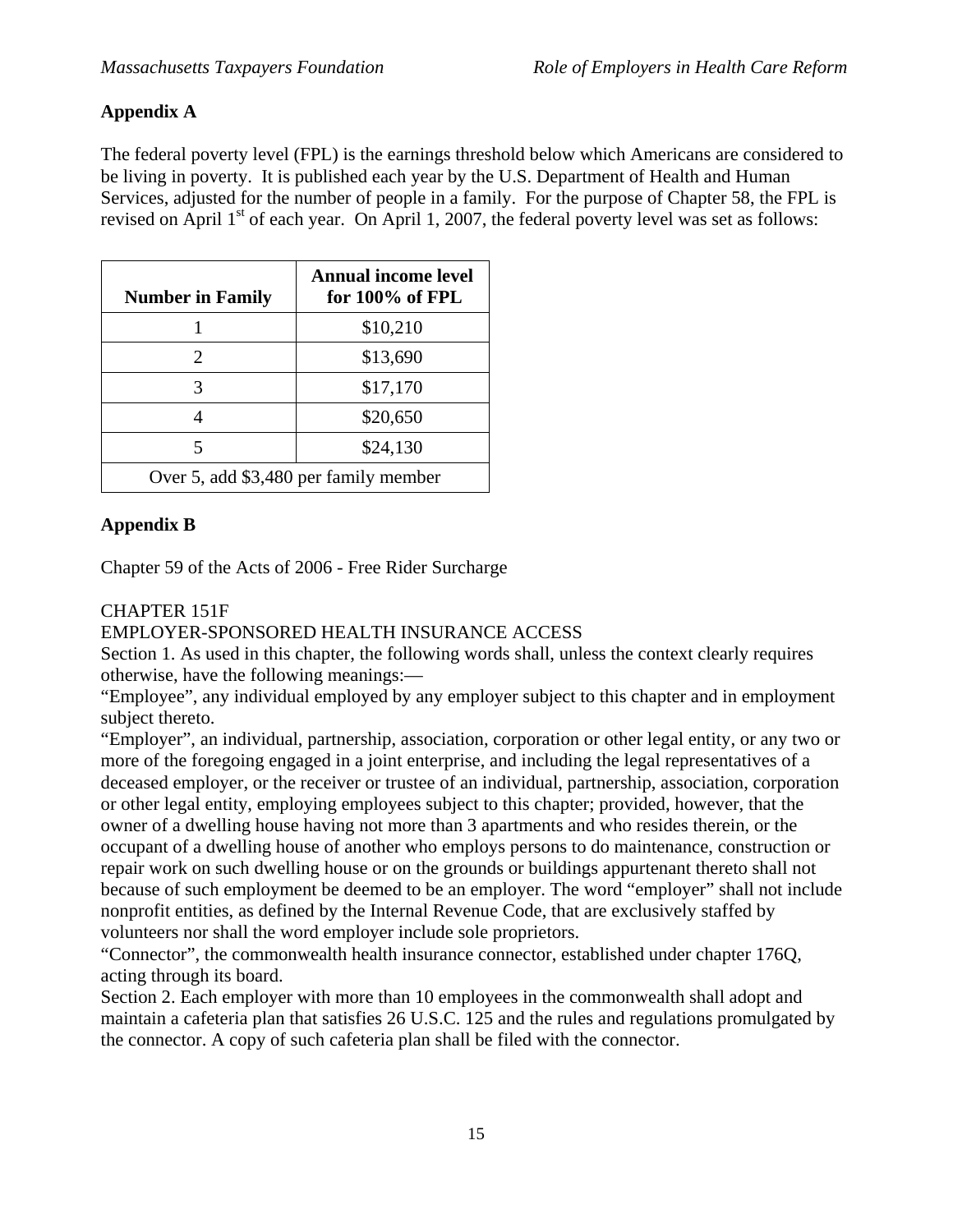## Appendix A

The federal poverty level (FPL) is the earnings threshold below which Americans are considered to be living in poverty. It is published each year by the U.S. Department of Health and Human Services, adjusted for the number of people in a family. For the purpose of Chapter 58, the FPL is revised on April 1st of each year. On April 1, 2007, the federal poverty level was set as follows:

| Number in Family | Annual income level for 100% of FPL |
|---|---|
| 1 | $10,210 |
| 2 | $13,690 |
| 3 | $17,170 |
| 4 | $20,650 |
| 5 | $24,130 |
| Over 5, add $3,480 per family member | |

## Appendix B

Chapter 59 of the Acts of 2006 - Free Rider Surcharge

CHAPTER 151F
EMPLOYER-SPONSORED HEALTH INSURANCE ACCESS

Section 1. As used in this chapter, the following words shall, unless the context clearly requires otherwise, have the following meanings:—

"Employee", any individual employed by any employer subject to this chapter and in employment subject thereto.

"Employer", an individual, partnership, association, corporation or other legal entity, or any two or more of the foregoing engaged in a joint enterprise, and including the legal representatives of a deceased employer, or the receiver or trustee of an individual, partnership, association, corporation or other legal entity, employing employees subject to this chapter; provided, however, that the owner of a dwelling house having not more than 3 apartments and who resides therein, or the occupant of a dwelling house of another who employs persons to do maintenance, construction or repair work on such dwelling house or on the grounds or buildings appurtenant thereto shall not because of such employment be deemed to be an employer. The word "employer" shall not include nonprofit entities, as defined by the Internal Revenue Code, that are exclusively staffed by volunteers nor shall the word employer include sole proprietors.

"Connector", the commonwealth health insurance connector, established under chapter 176Q, acting through its board.

Section 2. Each employer with more than 10 employees in the commonwealth shall adopt and maintain a cafeteria plan that satisfies 26 U.S.C. 125 and the rules and regulations promulgated by the connector. A copy of such cafeteria plan shall be filed with the connector.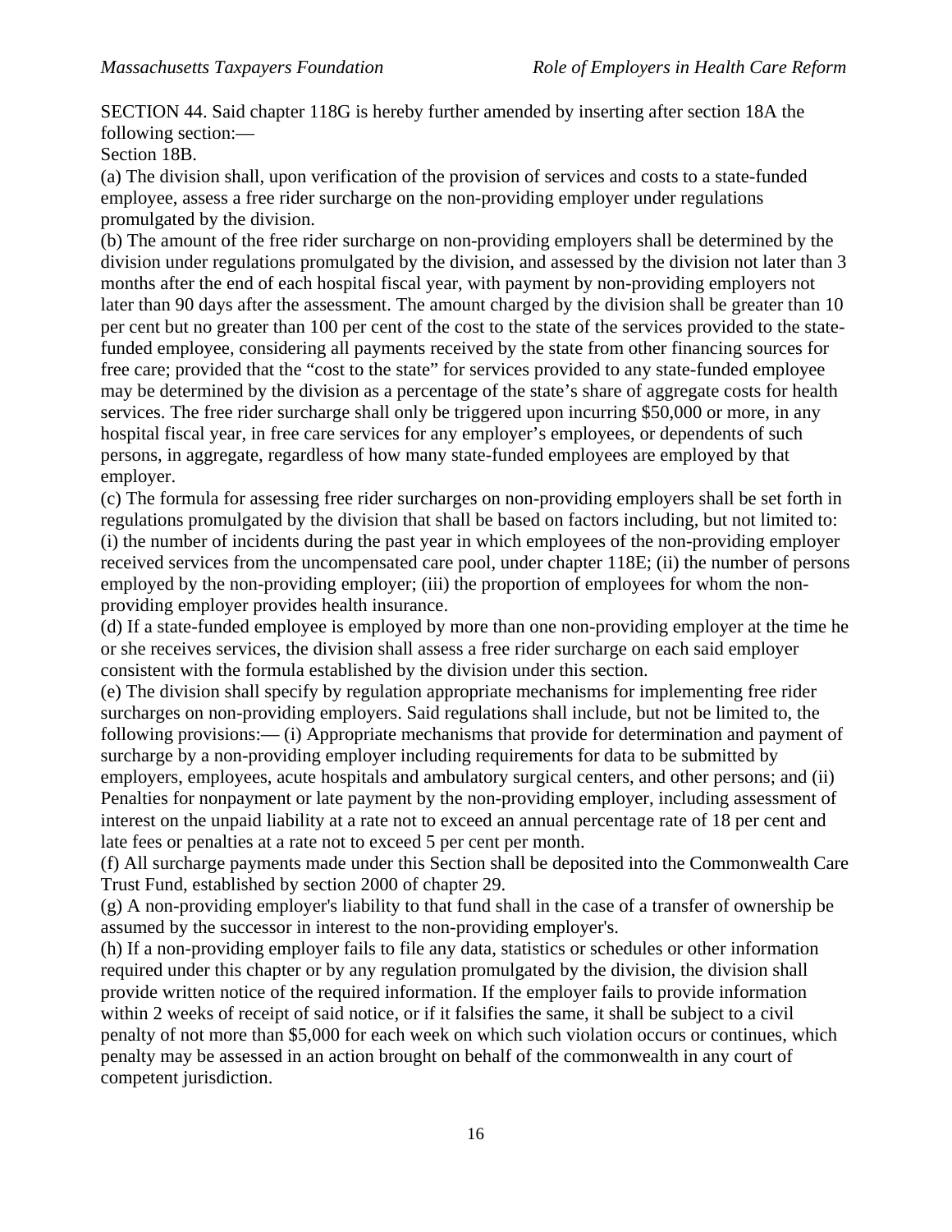SECTION 44. Said chapter 118G is hereby further amended by inserting after section 18A the following section:—

Section 18B.

(a) The division shall, upon verification of the provision of services and costs to a state-funded employee, assess a free rider surcharge on the non-providing employer under regulations promulgated by the division.

(b) The amount of the free rider surcharge on non-providing employers shall be determined by the division under regulations promulgated by the division, and assessed by the division not later than 3 months after the end of each hospital fiscal year, with payment by non-providing employers not later than 90 days after the assessment. The amount charged by the division shall be greater than 10 per cent but no greater than 100 per cent of the cost to the state of the services provided to the state-funded employee, considering all payments received by the state from other financing sources for free care; provided that the "cost to the state" for services provided to any state-funded employee may be determined by the division as a percentage of the state's share of aggregate costs for health services. The free rider surcharge shall only be triggered upon incurring $50,000 or more, in any hospital fiscal year, in free care services for any employer's employees, or dependents of such persons, in aggregate, regardless of how many state-funded employees are employed by that employer.

(c) The formula for assessing free rider surcharges on non-providing employers shall be set forth in regulations promulgated by the division that shall be based on factors including, but not limited to: (i) the number of incidents during the past year in which employees of the non-providing employer received services from the uncompensated care pool, under chapter 118E; (ii) the number of persons employed by the non-providing employer; (iii) the proportion of employees for whom the non-providing employer provides health insurance.

(d) If a state-funded employee is employed by more than one non-providing employer at the time he or she receives services, the division shall assess a free rider surcharge on each said employer consistent with the formula established by the division under this section.

(e) The division shall specify by regulation appropriate mechanisms for implementing free rider surcharges on non-providing employers. Said regulations shall include, but not be limited to, the following provisions:— (i) Appropriate mechanisms that provide for determination and payment of surcharge by a non-providing employer including requirements for data to be submitted by employers, employees, acute hospitals and ambulatory surgical centers, and other persons; and (ii) Penalties for nonpayment or late payment by the non-providing employer, including assessment of interest on the unpaid liability at a rate not to exceed an annual percentage rate of 18 per cent and late fees or penalties at a rate not to exceed 5 per cent per month.

(f) All surcharge payments made under this Section shall be deposited into the Commonwealth Care Trust Fund, established by section 2000 of chapter 29.

(g) A non-providing employer's liability to that fund shall in the case of a transfer of ownership be assumed by the successor in interest to the non-providing employer's.

(h) If a non-providing employer fails to file any data, statistics or schedules or other information required under this chapter or by any regulation promulgated by the division, the division shall provide written notice of the required information. If the employer fails to provide information within 2 weeks of receipt of said notice, or if it falsifies the same, it shall be subject to a civil penalty of not more than $5,000 for each week on which such violation occurs or continues, which penalty may be assessed in an action brought on behalf of the commonwealth in any court of competent jurisdiction.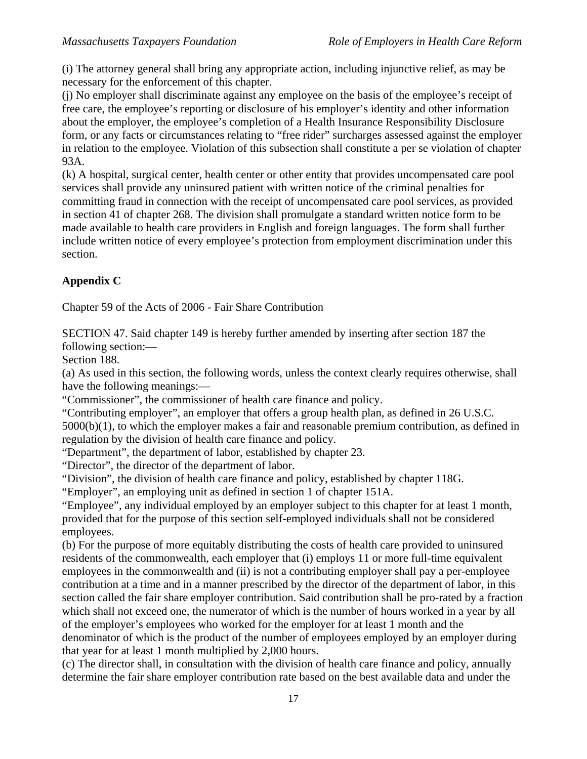(i) The attorney general shall bring any appropriate action, including injunctive relief, as may be necessary for the enforcement of this chapter.
(j) No employer shall discriminate against any employee on the basis of the employee's receipt of free care, the employee's reporting or disclosure of his employer's identity and other information about the employer, the employee's completion of a Health Insurance Responsibility Disclosure form, or any facts or circumstances relating to "free rider" surcharges assessed against the employer in relation to the employee. Violation of this subsection shall constitute a per se violation of chapter 93A.
(k) A hospital, surgical center, health center or other entity that provides uncompensated care pool services shall provide any uninsured patient with written notice of the criminal penalties for committing fraud in connection with the receipt of uncompensated care pool services, as provided in section 41 of chapter 268. The division shall promulgate a standard written notice form to be made available to health care providers in English and foreign languages. The form shall further include written notice of every employee's protection from employment discrimination under this section.

## Appendix C

Chapter 59 of the Acts of 2006 - Fair Share Contribution

SECTION 47. Said chapter 149 is hereby further amended by inserting after section 187 the following section:—
Section 188.
(a) As used in this section, the following words, unless the context clearly requires otherwise, shall have the following meanings:—
"Commissioner", the commissioner of health care finance and policy.
"Contributing employer", an employer that offers a group health plan, as defined in 26 U.S.C. 5000(b)(1), to which the employer makes a fair and reasonable premium contribution, as defined in regulation by the division of health care finance and policy.
"Department", the department of labor, established by chapter 23.
"Director", the director of the department of labor.
"Division", the division of health care finance and policy, established by chapter 118G.
"Employer", an employing unit as defined in section 1 of chapter 151A.
"Employee", any individual employed by an employer subject to this chapter for at least 1 month, provided that for the purpose of this section self-employed individuals shall not be considered employees.
(b) For the purpose of more equitably distributing the costs of health care provided to uninsured residents of the commonwealth, each employer that (i) employs 11 or more full-time equivalent employees in the commonwealth and (ii) is not a contributing employer shall pay a per-employee contribution at a time and in a manner prescribed by the director of the department of labor, in this section called the fair share employer contribution. Said contribution shall be pro-rated by a fraction which shall not exceed one, the numerator of which is the number of hours worked in a year by all of the employer's employees who worked for the employer for at least 1 month and the denominator of which is the product of the number of employees employed by an employer during that year for at least 1 month multiplied by 2,000 hours.
(c) The director shall, in consultation with the division of health care finance and policy, annually determine the fair share employer contribution rate based on the best available data and under the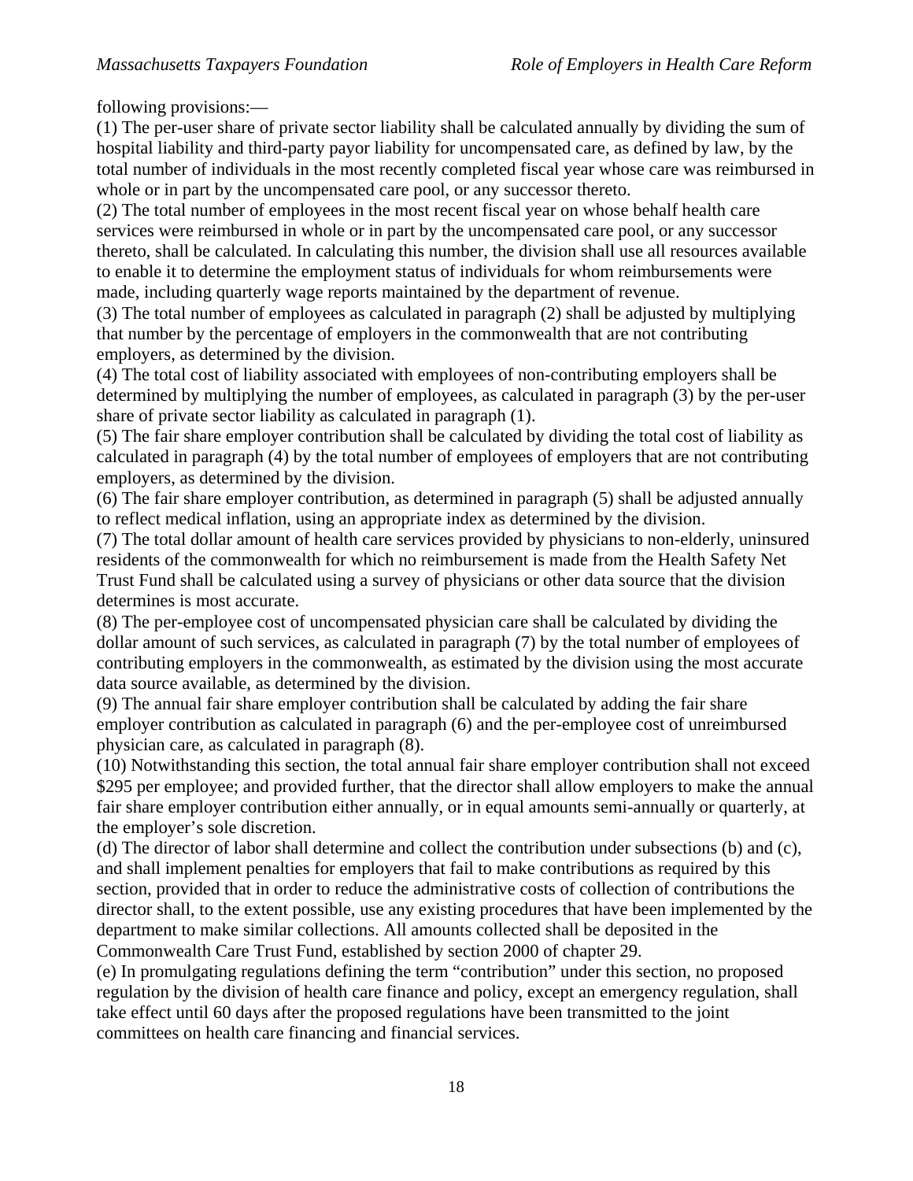following provisions:—

(1) The per-user share of private sector liability shall be calculated annually by dividing the sum of hospital liability and third-party payor liability for uncompensated care, as defined by law, by the total number of individuals in the most recently completed fiscal year whose care was reimbursed in whole or in part by the uncompensated care pool, or any successor thereto.

(2) The total number of employees in the most recent fiscal year on whose behalf health care services were reimbursed in whole or in part by the uncompensated care pool, or any successor thereto, shall be calculated. In calculating this number, the division shall use all resources available to enable it to determine the employment status of individuals for whom reimbursements were made, including quarterly wage reports maintained by the department of revenue.

(3) The total number of employees as calculated in paragraph (2) shall be adjusted by multiplying that number by the percentage of employers in the commonwealth that are not contributing employers, as determined by the division.

(4) The total cost of liability associated with employees of non-contributing employers shall be determined by multiplying the number of employees, as calculated in paragraph (3) by the per-user share of private sector liability as calculated in paragraph (1).

(5) The fair share employer contribution shall be calculated by dividing the total cost of liability as calculated in paragraph (4) by the total number of employees of employers that are not contributing employers, as determined by the division.

(6) The fair share employer contribution, as determined in paragraph (5) shall be adjusted annually to reflect medical inflation, using an appropriate index as determined by the division.

(7) The total dollar amount of health care services provided by physicians to non-elderly, uninsured residents of the commonwealth for which no reimbursement is made from the Health Safety Net Trust Fund shall be calculated using a survey of physicians or other data source that the division determines is most accurate.

(8) The per-employee cost of uncompensated physician care shall be calculated by dividing the dollar amount of such services, as calculated in paragraph (7) by the total number of employees of contributing employers in the commonwealth, as estimated by the division using the most accurate data source available, as determined by the division.

(9) The annual fair share employer contribution shall be calculated by adding the fair share employer contribution as calculated in paragraph (6) and the per-employee cost of unreimbursed physician care, as calculated in paragraph (8).

(10) Notwithstanding this section, the total annual fair share employer contribution shall not exceed $295 per employee; and provided further, that the director shall allow employers to make the annual fair share employer contribution either annually, or in equal amounts semi-annually or quarterly, at the employer's sole discretion.

(d) The director of labor shall determine and collect the contribution under subsections (b) and (c), and shall implement penalties for employers that fail to make contributions as required by this section, provided that in order to reduce the administrative costs of collection of contributions the director shall, to the extent possible, use any existing procedures that have been implemented by the department to make similar collections. All amounts collected shall be deposited in the Commonwealth Care Trust Fund, established by section 2000 of chapter 29.

(e) In promulgating regulations defining the term "contribution" under this section, no proposed regulation by the division of health care finance and policy, except an emergency regulation, shall take effect until 60 days after the proposed regulations have been transmitted to the joint committees on health care financing and financial services.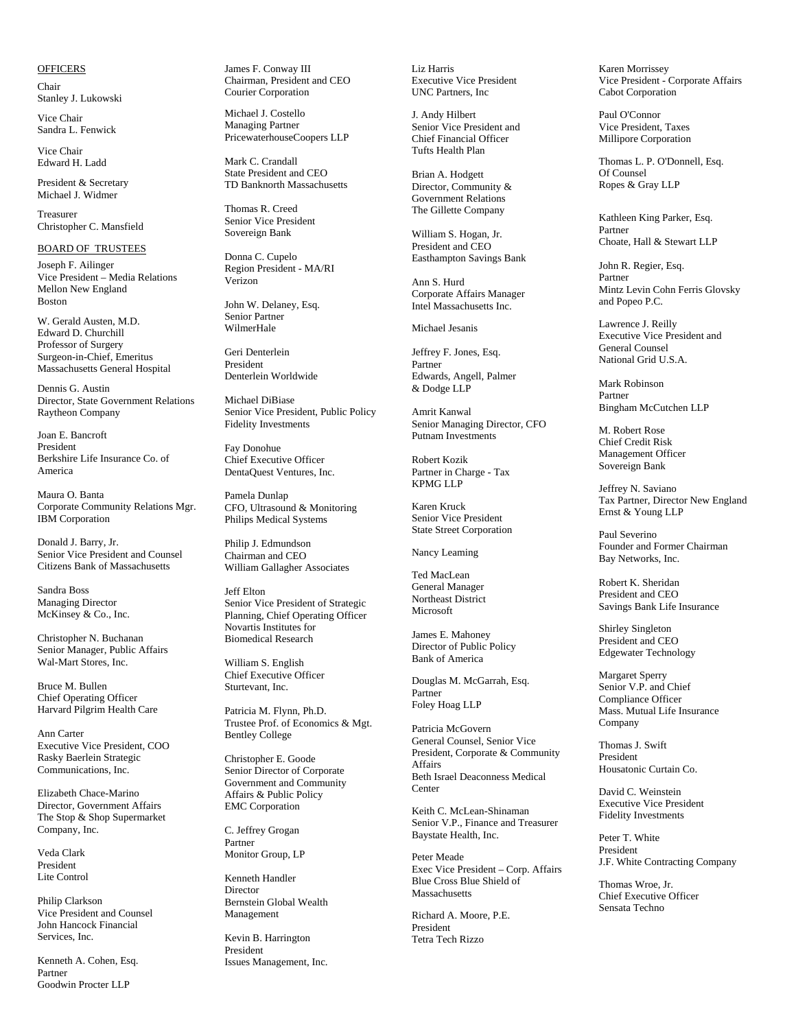OFFICERS

Chair
Stanley J. Lukowski

Vice Chair
Sandra L. Fenwick

Vice Chair
Edward H. Ladd

President & Secretary
Michael J. Widmer

Treasurer
Christopher C. Mansfield

BOARD OF TRUSTEES

Joseph F. Ailinger
Vice President – Media Relations
Mellon New England
Boston

W. Gerald Austen, M.D.
Edward D. Churchill
Professor of Surgery
Surgeon-in-Chief, Emeritus
Massachusetts General Hospital

Dennis G. Austin
Director, State Government Relations
Raytheon Company

Joan E. Bancroft
President
Berkshire Life Insurance Co. of America

Maura O. Banta
Corporate Community Relations Mgr.
IBM Corporation

Donald J. Barry, Jr.
Senior Vice President and Counsel
Citizens Bank of Massachusetts

Sandra Boss
Managing Director
McKinsey & Co., Inc.

Christopher N. Buchanan
Senior Manager, Public Affairs
Wal-Mart Stores, Inc.

Bruce M. Bullen
Chief Operating Officer
Harvard Pilgrim Health Care

Ann Carter
Executive Vice President, COO
Rasky Baerlein Strategic Communications, Inc.

Elizabeth Chace-Marino
Director, Government Affairs
The Stop & Shop Supermarket Company, Inc.

Veda Clark
President
Lite Control

Philip Clarkson
Vice President and Counsel
John Hancock Financial Services, Inc.

Kenneth A. Cohen, Esq.
Partner
Goodwin Procter LLP

James F. Conway III
Chairman, President and CEO
Courier Corporation

Michael J. Costello
Managing Partner
PricewaterhouseCoopers LLP

Mark C. Crandall
State President and CEO
TD Banknorth Massachusetts

Thomas R. Creed
Senior Vice President
Sovereign Bank

Donna C. Cupelo
Region President - MA/RI
Verizon

John W. Delaney, Esq.
Senior Partner
WilmerHale

Geri Denterlein
President
Denterlein Worldwide

Michael DiBiase
Senior Vice President, Public Policy
Fidelity Investments

Fay Donohue
Chief Executive Officer
DentaQuest Ventures, Inc.

Pamela Dunlap
CFO, Ultrasound & Monitoring
Philips Medical Systems

Philip J. Edmundson
Chairman and CEO
William Gallagher Associates

Jeff Elton
Senior Vice President of Strategic Planning, Chief Operating Officer
Novartis Institutes for Biomedical Research

William S. English
Chief Executive Officer
Sturtevant, Inc.

Patricia M. Flynn, Ph.D.
Trustee Prof. of Economics & Mgt.
Bentley College

Christopher E. Goode
Senior Director of Corporate Government and Community Affairs & Public Policy
EMC Corporation

C. Jeffrey Grogan
Partner
Monitor Group, LP

Kenneth Handler
Director
Bernstein Global Wealth Management

Kevin B. Harrington
President
Issues Management, Inc.

Liz Harris
Executive Vice President
UNC Partners, Inc

J. Andy Hilbert
Senior Vice President and Chief Financial Officer
Tufts Health Plan

Brian A. Hodgett
Director, Community & Government Relations
The Gillette Company

William S. Hogan, Jr.
President and CEO
Easthampton Savings Bank

Ann S. Hurd
Corporate Affairs Manager
Intel Massachusetts Inc.

Michael Jesanis

Jeffrey F. Jones, Esq.
Partner
Edwards, Angell, Palmer & Dodge LLP

Amrit Kanwal
Senior Managing Director, CFO
Putnam Investments

Robert Kozik
Partner in Charge - Tax
KPMG LLP

Karen Kruck
Senior Vice President
State Street Corporation

Nancy Leaming

Ted MacLean
General Manager
Northeast District
Microsoft

James E. Mahoney
Director of Public Policy
Bank of America

Douglas M. McGarrah, Esq.
Partner
Foley Hoag LLP

Patricia McGovern
General Counsel, Senior Vice President, Corporate & Community Affairs
Beth Israel Deaconness Medical Center

Keith C. McLean-Shinaman
Senior V.P., Finance and Treasurer
Baystate Health, Inc.

Peter Meade
Exec Vice President – Corp. Affairs
Blue Cross Blue Shield of Massachusetts

Richard A. Moore, P.E.
President
Tetra Tech Rizzo

Karen Morrissey
Vice President - Corporate Affairs
Cabot Corporation

Paul O'Connor
Vice President, Taxes
Millipore Corporation

Thomas L. P. O'Donnell, Esq.
Of Counsel
Ropes & Gray LLP

Kathleen King Parker, Esq.
Partner
Choate, Hall & Stewart LLP

John R. Regier, Esq.
Partner
Mintz Levin Cohn Ferris Glovsky and Popeo P.C.

Lawrence J. Reilly
Executive Vice President and General Counsel
National Grid U.S.A.

Mark Robinson
Partner
Bingham McCutchen LLP

M. Robert Rose
Chief Credit Risk Management Officer
Sovereign Bank

Jeffrey N. Saviano
Tax Partner, Director New England
Ernst & Young LLP

Paul Severino
Founder and Former Chairman
Bay Networks, Inc.

Robert K. Sheridan
President and CEO
Savings Bank Life Insurance

Shirley Singleton
President and CEO
Edgewater Technology

Margaret Sperry
Senior V.P. and Chief Compliance Officer
Mass. Mutual Life Insurance Company

Thomas J. Swift
President
Housatonic Curtain Co.

David C. Weinstein
Executive Vice President
Fidelity Investments

Peter T. White
President
J.F. White Contracting Company

Thomas Wroe, Jr.
Chief Executive Officer
Sensata Techno